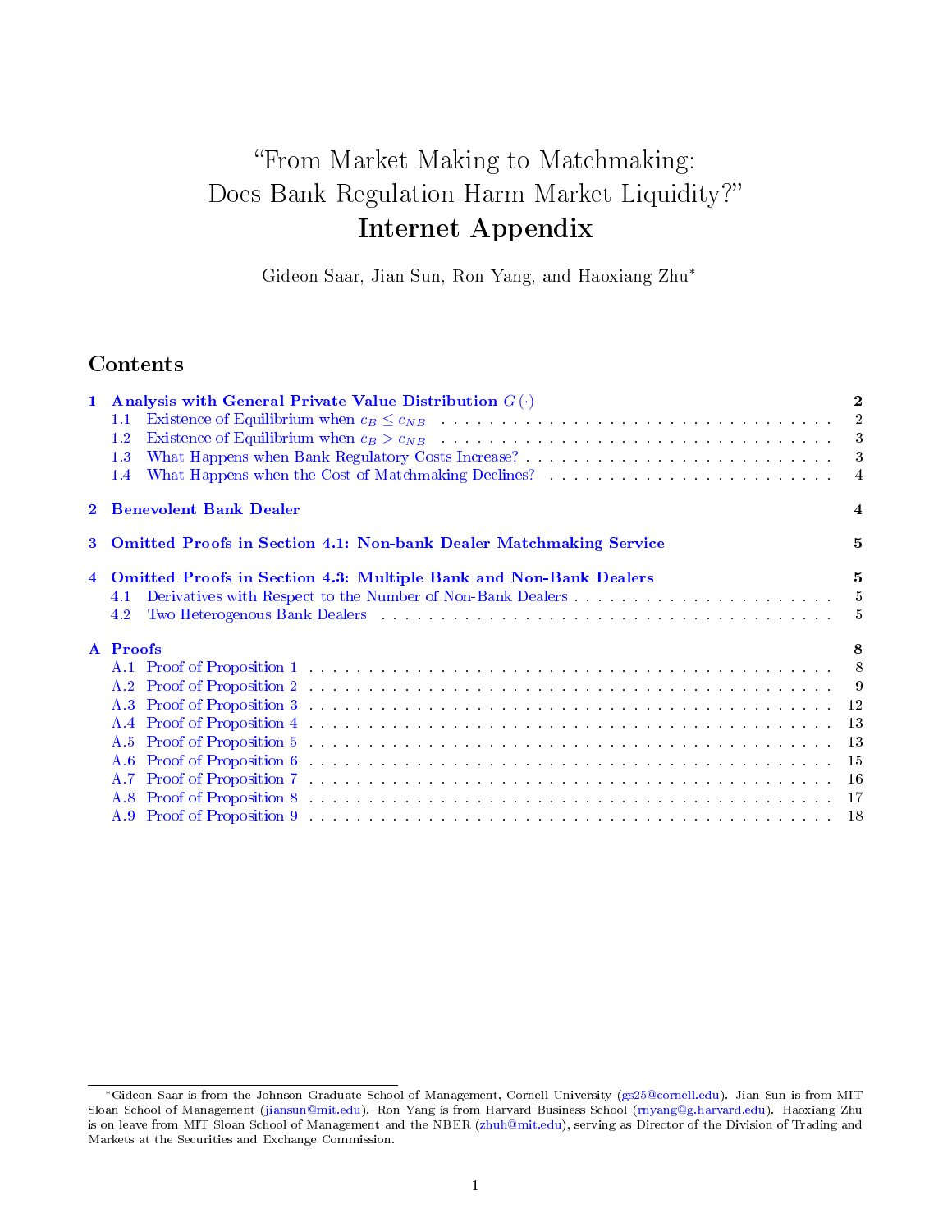# "From Market Making to Matchmaking: Does Bank Regulation Harm Market Liquidity?"

# Internet Appendix

Gideon Saar, Jian Sun, Ron Yang, and Haoxiang Zhu*

## Contents

- **1 Analysis with General Private Value Distribution $G(\cdot)$** — 2
  - 1.1 Existence of Equilibrium when $c_B \leq c_{NB}$ — 2
  - 1.2 Existence of Equilibrium when $c_B > c_{NB}$ — 3
  - 1.3 What Happens when Bank Regulatory Costs Increase? — 3
  - 1.4 What Happens when the Cost of Matchmaking Declines? — 4
- **2 Benevolent Bank Dealer** — 4
- **3 Omitted Proofs in Section 4.1: Non-bank Dealer Matchmaking Service** — 5
- **4 Omitted Proofs in Section 4.3: Multiple Bank and Non-Bank Dealers** — 5
  - 4.1 Derivatives with Respect to the Number of Non-Bank Dealers — 5
  - 4.2 Two Heterogenous Bank Dealers — 5
- **A Proofs** — 8
  - A.1 Proof of Proposition 1 — 8
  - A.2 Proof of Proposition 2 — 9
  - A.3 Proof of Proposition 3 — 12
  - A.4 Proof of Proposition 4 — 13
  - A.5 Proof of Proposition 5 — 13
  - A.6 Proof of Proposition 6 — 15
  - A.7 Proof of Proposition 7 — 16
  - A.8 Proof of Proposition 8 — 17
  - A.9 Proof of Proposition 9 — 18

---

*Gideon Saar is from the Johnson Graduate School of Management, Cornell University (gs25@cornell.edu). Jian Sun is from MIT Sloan School of Management (jiansun@mit.edu). Ron Yang is from Harvard Business School (rnyang@g.harvard.edu). Haoxiang Zhu is on leave from MIT Sloan School of Management and the NBER (zhuh@mit.edu), serving as Director of the Division of Trading and Markets at the Securities and Exchange Commission.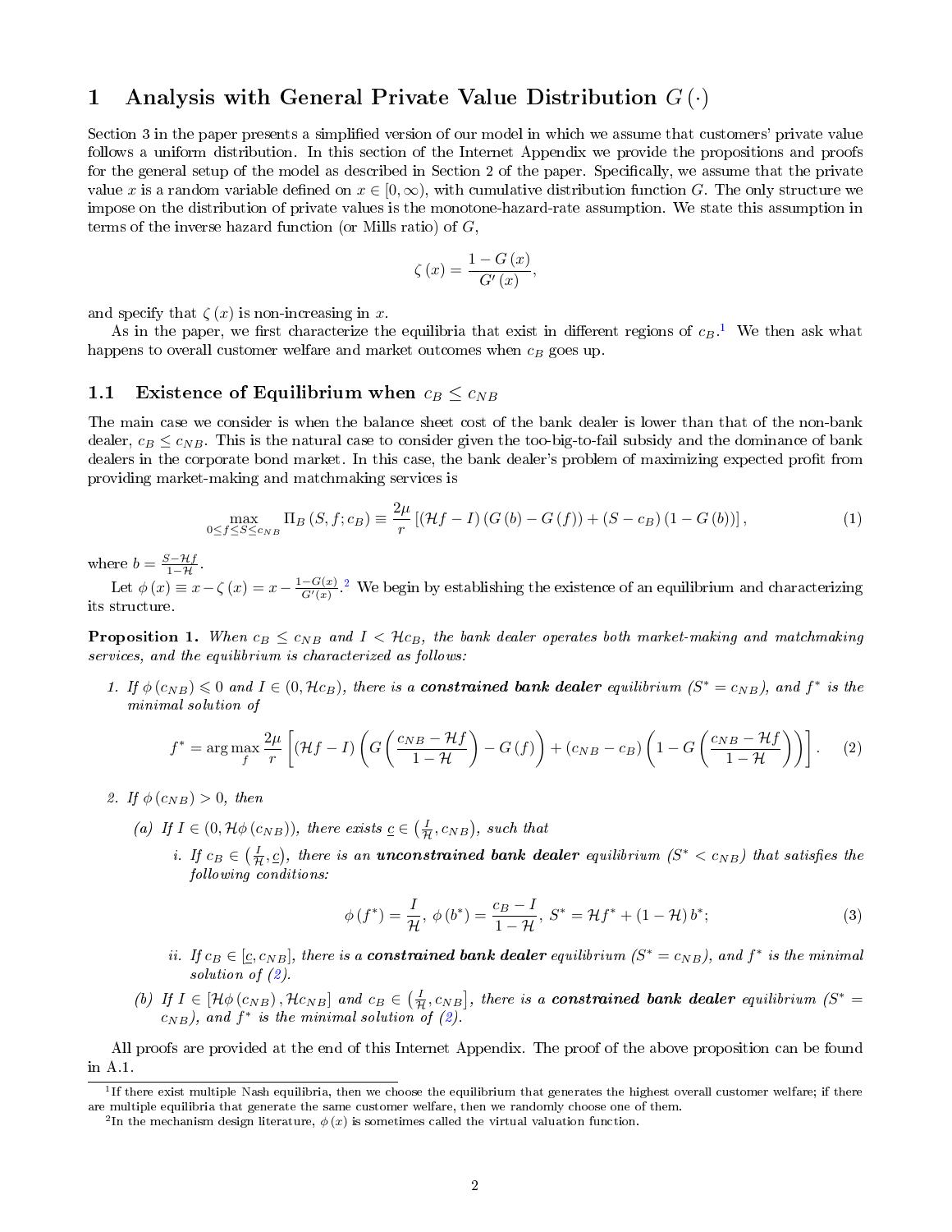# 1 Analysis with General Private Value Distribution $G(\cdot)$

Section 3 in the paper presents a simplified version of our model in which we assume that customers' private value follows a uniform distribution. In this section of the Internet Appendix we provide the propositions and proofs for the general setup of the model as described in Section 2 of the paper. Specifically, we assume that the private value $x$ is a random variable defined on $x \in [0, \infty)$, with cumulative distribution function $G$. The only structure we impose on the distribution of private values is the monotone-hazard-rate assumption. We state this assumption in terms of the inverse hazard function (or Mills ratio) of $G$,

$$\zeta(x) = \frac{1 - G(x)}{G'(x)},$$

and specify that $\zeta(x)$ is non-increasing in $x$.

As in the paper, we first characterize the equilibria that exist in different regions of $c_B$.[1] We then ask what happens to overall customer welfare and market outcomes when $c_B$ goes up.

## 1.1 Existence of Equilibrium when $c_B \leq c_{NB}$

The main case we consider is when the balance sheet cost of the bank dealer is lower than that of the non-bank dealer, $c_B \leq c_{NB}$. This is the natural case to consider given the too-big-to-fail subsidy and the dominance of bank dealers in the corporate bond market. In this case, the bank dealer's problem of maximizing expected profit from providing market-making and matchmaking services is

$$\max_{0 \leq f \leq S \leq c_{NB}} \Pi_B(S, f; c_B) \equiv \frac{2\mu}{r}\left[(\mathcal{H}f - I)(G(b) - G(f)) + (S - c_B)(1 - G(b))\right], \tag{1}$$

where $b = \frac{S - \mathcal{H}f}{1 - \mathcal{H}}$.

Let $\phi(x) \equiv x - \zeta(x) = x - \frac{1-G(x)}{G'(x)}$.[2] We begin by establishing the existence of an equilibrium and characterizing its structure.

**Proposition 1.** *When $c_B \leq c_{NB}$ and $I < \mathcal{H}c_B$, the bank dealer operates both market-making and matchmaking services, and the equilibrium is characterized as follows:*

1. *If $\phi(c_{NB}) \leqslant 0$ and $I \in (0, \mathcal{H}c_B)$, there is a* ***constrained bank dealer*** *equilibrium ($S^* = c_{NB}$), and $f^*$ is the minimal solution of*

$$f^* = \arg\max_f \frac{2\mu}{r}\left[(\mathcal{H}f - I)\left(G\left(\frac{c_{NB} - \mathcal{H}f}{1 - \mathcal{H}}\right) - G(f)\right) + (c_{NB} - c_B)\left(1 - G\left(\frac{c_{NB} - \mathcal{H}f}{1 - \mathcal{H}}\right)\right)\right]. \tag{2}$$

2. *If $\phi(c_{NB}) > 0$, then*

   (a) *If $I \in (0, \mathcal{H}\phi(c_{NB}))$, there exists $\underline{c} \in \left(\frac{I}{\mathcal{H}}, c_{NB}\right)$, such that*

   i. *If $c_B \in \left(\frac{I}{\mathcal{H}}, \underline{c}\right)$, there is an* ***unconstrained bank dealer*** *equilibrium ($S^* < c_{NB}$) that satisfies the following conditions:*

$$\phi(f^*) = \frac{I}{\mathcal{H}},\ \phi(b^*) = \frac{c_B - I}{1 - \mathcal{H}},\ S^* = \mathcal{H}f^* + (1 - \mathcal{H})b^*; \tag{3}$$

   ii. *If $c_B \in [\underline{c}, c_{NB}]$, there is a* ***constrained bank dealer*** *equilibrium ($S^* = c_{NB}$), and $f^*$ is the minimal solution of (2).*

   (b) *If $I \in [\mathcal{H}\phi(c_{NB}), \mathcal{H}c_{NB}]$ and $c_B \in \left(\frac{I}{\mathcal{H}}, c_{NB}\right]$, there is a* ***constrained bank dealer*** *equilibrium ($S^* = c_{NB}$), and $f^*$ is the minimal solution of (2).*

All proofs are provided at the end of this Internet Appendix. The proof of the above proposition can be found in A.1.

---

[1] If there exist multiple Nash equilibria, then we choose the equilibrium that generates the highest overall customer welfare; if there are multiple equilibria that generate the same customer welfare, then we randomly choose one of them.

[2] In the mechanism design literature, $\phi(x)$ is sometimes called the virtual valuation function.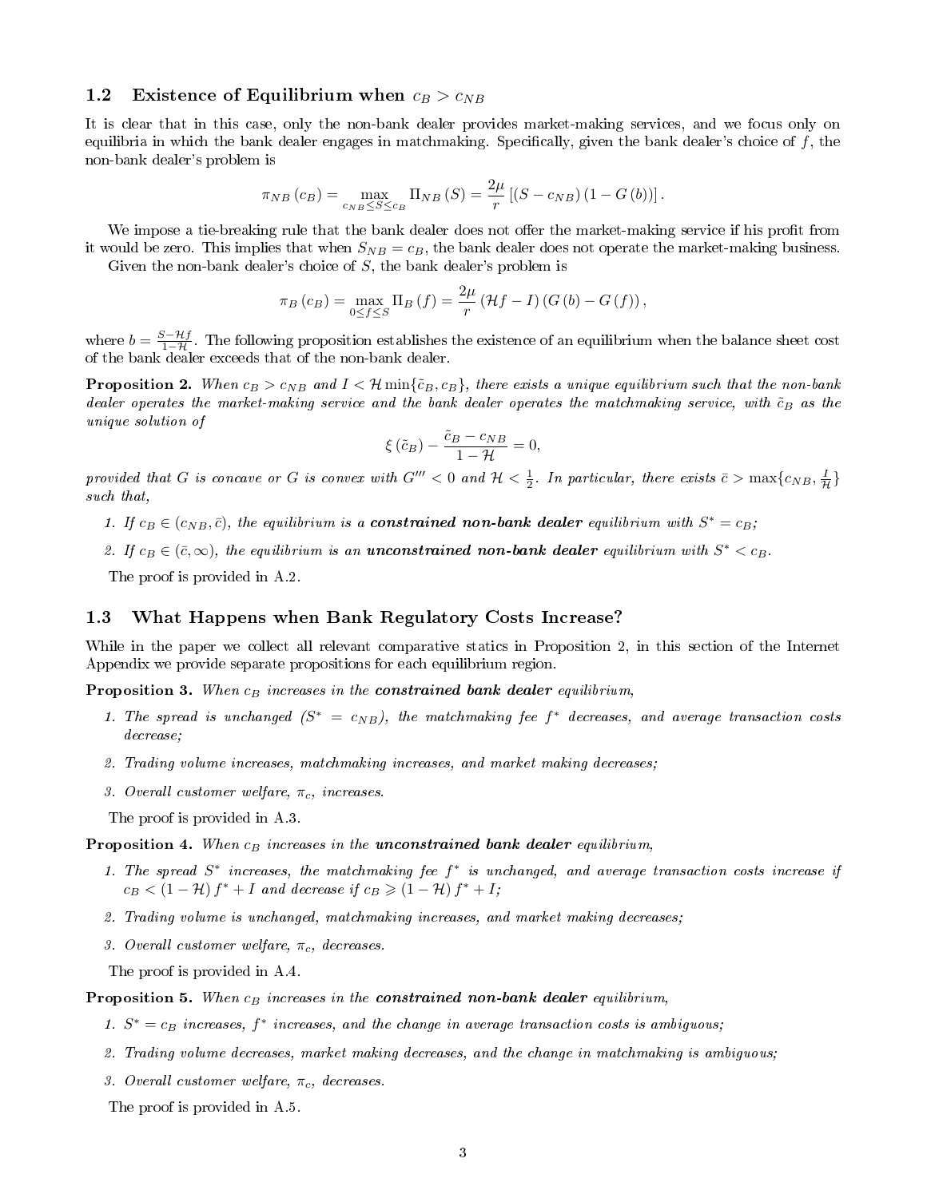### 1.2 Existence of Equilibrium when $c_B > c_{NB}$

It is clear that in this case, only the non-bank dealer provides market-making services, and we focus only on equilibria in which the bank dealer engages in matchmaking. Specifically, given the bank dealer's choice of $f$, the non-bank dealer's problem is

$$\pi_{NB}(c_B) = \max_{c_{NB} \leq S \leq c_B} \Pi_{NB}(S) = \frac{2\mu}{r}\left[(S - c_{NB})(1 - G(b))\right].$$

We impose a tie-breaking rule that the bank dealer does not offer the market-making service if his profit from it would be zero. This implies that when $S_{NB} = c_B$, the bank dealer does not operate the market-making business.

Given the non-bank dealer's choice of $S$, the bank dealer's problem is

$$\pi_B(c_B) = \max_{0 \leq f \leq S} \Pi_B(f) = \frac{2\mu}{r}(\mathcal{H}f - I)(G(b) - G(f)),$$

where $b = \frac{S - \mathcal{H}f}{1 - \mathcal{H}}$. The following proposition establishes the existence of an equilibrium when the balance sheet cost of the bank dealer exceeds that of the non-bank dealer.

**Proposition 2.** *When $c_B > c_{NB}$ and $I < \mathcal{H}\min\{\tilde{c}_B, c_B\}$, there exists a unique equilibrium such that the non-bank dealer operates the market-making service and the bank dealer operates the matchmaking service, with $\tilde{c}_B$ as the unique solution of*

$$\xi(\tilde{c}_B) - \frac{\tilde{c}_B - c_{NB}}{1 - \mathcal{H}} = 0,$$

*provided that $G$ is concave or $G$ is convex with $G''' < 0$ and $\mathcal{H} < \frac{1}{2}$. In particular, there exists $\bar{c} > \max\{c_{NB}, \frac{I}{\mathcal{H}}\}$ such that,*

1. *If $c_B \in (c_{NB}, \bar{c})$, the equilibrium is a **constrained non-bank dealer** equilibrium with $S^* = c_B$;*
2. *If $c_B \in (\bar{c}, \infty)$, the equilibrium is an **unconstrained non-bank dealer** equilibrium with $S^* < c_B$.*

The proof is provided in A.2.

### 1.3 What Happens when Bank Regulatory Costs Increase?

While in the paper we collect all relevant comparative statics in Proposition 2, in this section of the Internet Appendix we provide separate propositions for each equilibrium region.

**Proposition 3.** *When $c_B$ increases in the **constrained bank dealer** equilibrium,*

1. *The spread is unchanged ($S^* = c_{NB}$), the matchmaking fee $f^*$ decreases, and average transaction costs decrease;*
2. *Trading volume increases, matchmaking increases, and market making decreases;*
3. *Overall customer welfare, $\pi_c$, increases.*

The proof is provided in A.3.

**Proposition 4.** *When $c_B$ increases in the **unconstrained bank dealer** equilibrium,*

1. *The spread $S^*$ increases, the matchmaking fee $f^*$ is unchanged, and average transaction costs increase if $c_B < (1 - \mathcal{H})f^* + I$ and decrease if $c_B \geqslant (1 - \mathcal{H})f^* + I$;*
2. *Trading volume is unchanged, matchmaking increases, and market making decreases;*
3. *Overall customer welfare, $\pi_c$, decreases.*

The proof is provided in A.4.

**Proposition 5.** *When $c_B$ increases in the **constrained non-bank dealer** equilibrium,*

1. *$S^* = c_B$ increases, $f^*$ increases, and the change in average transaction costs is ambiguous;*
2. *Trading volume decreases, market making decreases, and the change in matchmaking is ambiguous;*
3. *Overall customer welfare, $\pi_c$, decreases.*

The proof is provided in A.5.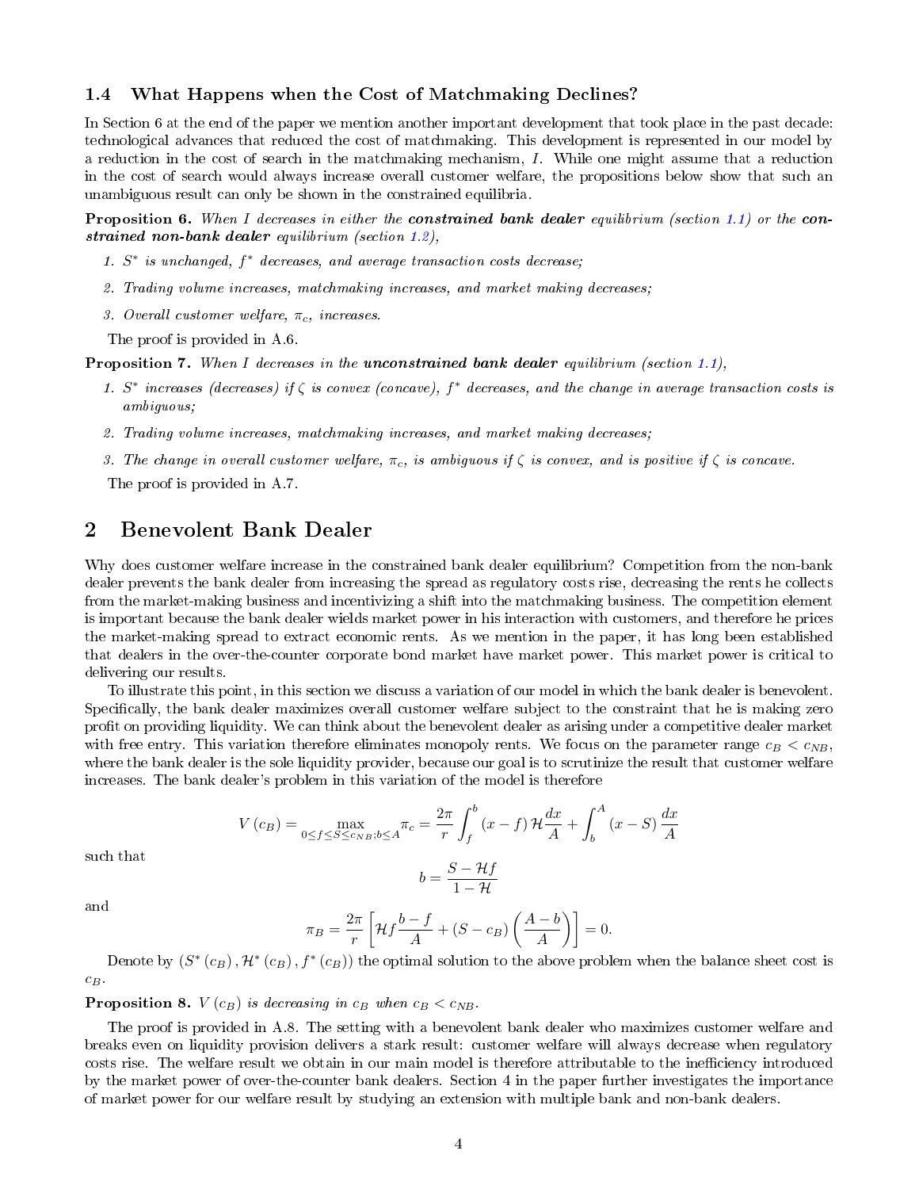### 1.4 What Happens when the Cost of Matchmaking Declines?

In Section 6 at the end of the paper we mention another important development that took place in the past decade: technological advances that reduced the cost of matchmaking. This development is represented in our model by a reduction in the cost of search in the matchmaking mechanism, $I$. While one might assume that a reduction in the cost of search would always increase overall customer welfare, the propositions below show that such an unambiguous result can only be shown in the constrained equilibria.

**Proposition 6.** *When $I$ decreases in either the* ***constrained bank dealer*** *equilibrium (section 1.1) or the* ***constrained non-bank dealer*** *equilibrium (section 1.2),*

1. *$S^*$ is unchanged, $f^*$ decreases, and average transaction costs decrease;*
2. *Trading volume increases, matchmaking increases, and market making decreases;*
3. *Overall customer welfare, $\pi_c$, increases.*

The proof is provided in A.6.

**Proposition 7.** *When $I$ decreases in the* ***unconstrained bank dealer*** *equilibrium (section 1.1),*

1. *$S^*$ increases (decreases) if $\zeta$ is convex (concave), $f^*$ decreases, and the change in average transaction costs is ambiguous;*
2. *Trading volume increases, matchmaking increases, and market making decreases;*
3. *The change in overall customer welfare, $\pi_c$, is ambiguous if $\zeta$ is convex, and is positive if $\zeta$ is concave.*

The proof is provided in A.7.

## 2 Benevolent Bank Dealer

Why does customer welfare increase in the constrained bank dealer equilibrium? Competition from the non-bank dealer prevents the bank dealer from increasing the spread as regulatory costs rise, decreasing the rents he collects from the market-making business and incentivizing a shift into the matchmaking business. The competition element is important because the bank dealer wields market power in his interaction with customers, and therefore he prices the market-making spread to extract economic rents. As we mention in the paper, it has long been established that dealers in the over-the-counter corporate bond market have market power. This market power is critical to delivering our results.

To illustrate this point, in this section we discuss a variation of our model in which the bank dealer is benevolent. Specifically, the bank dealer maximizes overall customer welfare subject to the constraint that he is making zero profit on providing liquidity. We can think about the benevolent dealer as arising under a competitive dealer market with free entry. This variation therefore eliminates monopoly rents. We focus on the parameter range $c_B < c_{NB}$, where the bank dealer is the sole liquidity provider, because our goal is to scrutinize the result that customer welfare increases. The bank dealer's problem in this variation of the model is therefore

$$V(c_B) = \max_{0 \le f \le S \le c_{NB}; b \le A} \pi_c = \frac{2\pi}{r} \int_f^b (x - f) \mathcal{H} \frac{dx}{A} + \int_b^A (x - S) \frac{dx}{A}$$

such that

$$b = \frac{S - \mathcal{H} f}{1 - \mathcal{H}}$$

and

$$\pi_B = \frac{2\pi}{r} \left[ \mathcal{H} f \frac{b - f}{A} + (S - c_B) \left( \frac{A - b}{A} \right) \right] = 0.$$

Denote by $(S^*(c_B), \mathcal{H}^*(c_B), f^*(c_B))$ the optimal solution to the above problem when the balance sheet cost is $c_B$.

**Proposition 8.** *$V(c_B)$ is decreasing in $c_B$ when $c_B < c_{NB}$.*

The proof is provided in A.8. The setting with a benevolent bank dealer who maximizes customer welfare and breaks even on liquidity provision delivers a stark result: customer welfare will always decrease when regulatory costs rise. The welfare result we obtain in our main model is therefore attributable to the inefficiency introduced by the market power of over-the-counter bank dealers. Section 4 in the paper further investigates the importance of market power for our welfare result by studying an extension with multiple bank and non-bank dealers.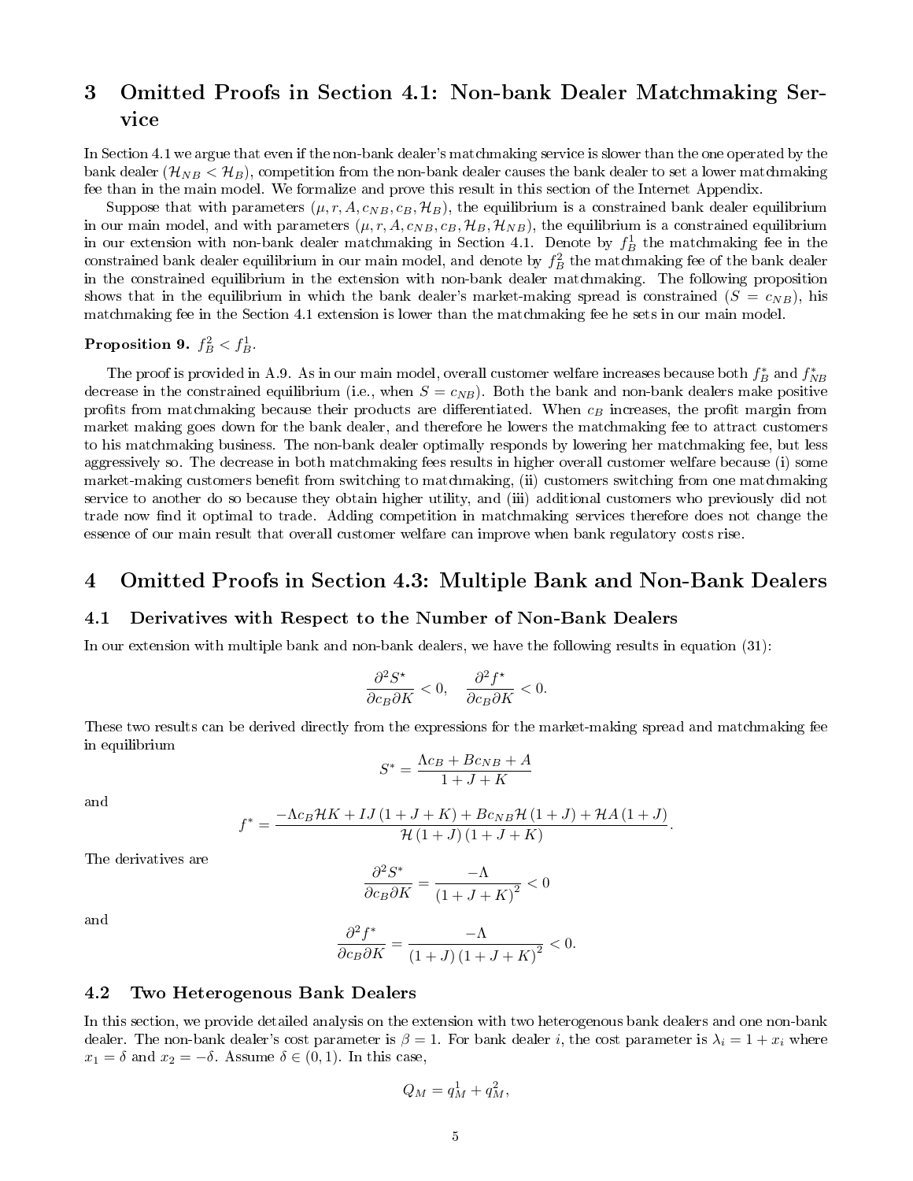# 3 Omitted Proofs in Section 4.1: Non-bank Dealer Matchmaking Service

In Section 4.1 we argue that even if the non-bank dealer's matchmaking service is slower than the one operated by the bank dealer ($\mathcal{H}_{NB} < \mathcal{H}_B$), competition from the non-bank dealer causes the bank dealer to set a lower matchmaking fee than in the main model. We formalize and prove this result in this section of the Internet Appendix.

Suppose that with parameters $(\mu, r, A, c_{NB}, c_B, \mathcal{H}_B)$, the equilibrium is a constrained bank dealer equilibrium in our main model, and with parameters $(\mu, r, A, c_{NB}, c_B, \mathcal{H}_B, \mathcal{H}_{NB})$, the equilibrium is a constrained equilibrium in our extension with non-bank dealer matchmaking in Section 4.1. Denote by $f_B^1$ the matchmaking fee in the constrained bank dealer equilibrium in our main model, and denote by $f_B^2$ the matchmaking fee of the bank dealer in the constrained equilibrium in the extension with non-bank dealer matchmaking. The following proposition shows that in the equilibrium in which the bank dealer's market-making spread is constrained ($S = c_{NB}$), his matchmaking fee in the Section 4.1 extension is lower than the matchmaking fee he sets in our main model.

**Proposition 9.** $f_B^2 < f_B^1$.

The proof is provided in A.9. As in our main model, overall customer welfare increases because both $f_B^*$ and $f_{NB}^*$ decrease in the constrained equilibrium (i.e., when $S = c_{NB}$). Both the bank and non-bank dealers make positive profits from matchmaking because their products are differentiated. When $c_B$ increases, the profit margin from market making goes down for the bank dealer, and therefore he lowers the matchmaking fee to attract customers to his matchmaking business. The non-bank dealer optimally responds by lowering her matchmaking fee, but less aggressively so. The decrease in both matchmaking fees results in higher overall customer welfare because (i) some market-making customers benefit from switching to matchmaking, (ii) customers switching from one matchmaking service to another do so because they obtain higher utility, and (iii) additional customers who previously did not trade now find it optimal to trade. Adding competition in matchmaking services therefore does not change the essence of our main result that overall customer welfare can improve when bank regulatory costs rise.

# 4 Omitted Proofs in Section 4.3: Multiple Bank and Non-Bank Dealers

## 4.1 Derivatives with Respect to the Number of Non-Bank Dealers

In our extension with multiple bank and non-bank dealers, we have the following results in equation (31):

$$\frac{\partial^2 S^\star}{\partial c_B \partial K} < 0, \quad \frac{\partial^2 f^\star}{\partial c_B \partial K} < 0.$$

These two results can be derived directly from the expressions for the market-making spread and matchmaking fee in equilibrium

$$S^* = \frac{\Lambda c_B + B c_{NB} + A}{1 + J + K}$$

and

$$f^* = \frac{-\Lambda c_B \mathcal{H} K + IJ\,(1 + J + K) + B c_{NB} \mathcal{H}\,(1 + J) + \mathcal{H} A\,(1 + J)}{\mathcal{H}\,(1 + J)\,(1 + J + K)}.$$

The derivatives are

$$\frac{\partial^2 S^*}{\partial c_B \partial K} = \frac{-\Lambda}{(1 + J + K)^2} < 0$$

and

$$\frac{\partial^2 f^*}{\partial c_B \partial K} = \frac{-\Lambda}{(1 + J)\,(1 + J + K)^2} < 0.$$

## 4.2 Two Heterogenous Bank Dealers

In this section, we provide detailed analysis on the extension with two heterogenous bank dealers and one non-bank dealer. The non-bank dealer's cost parameter is $\beta = 1$. For bank dealer $i$, the cost parameter is $\lambda_i = 1 + x_i$ where $x_1 = \delta$ and $x_2 = -\delta$. Assume $\delta \in (0, 1)$. In this case,

$$Q_M = q_M^1 + q_M^2,$$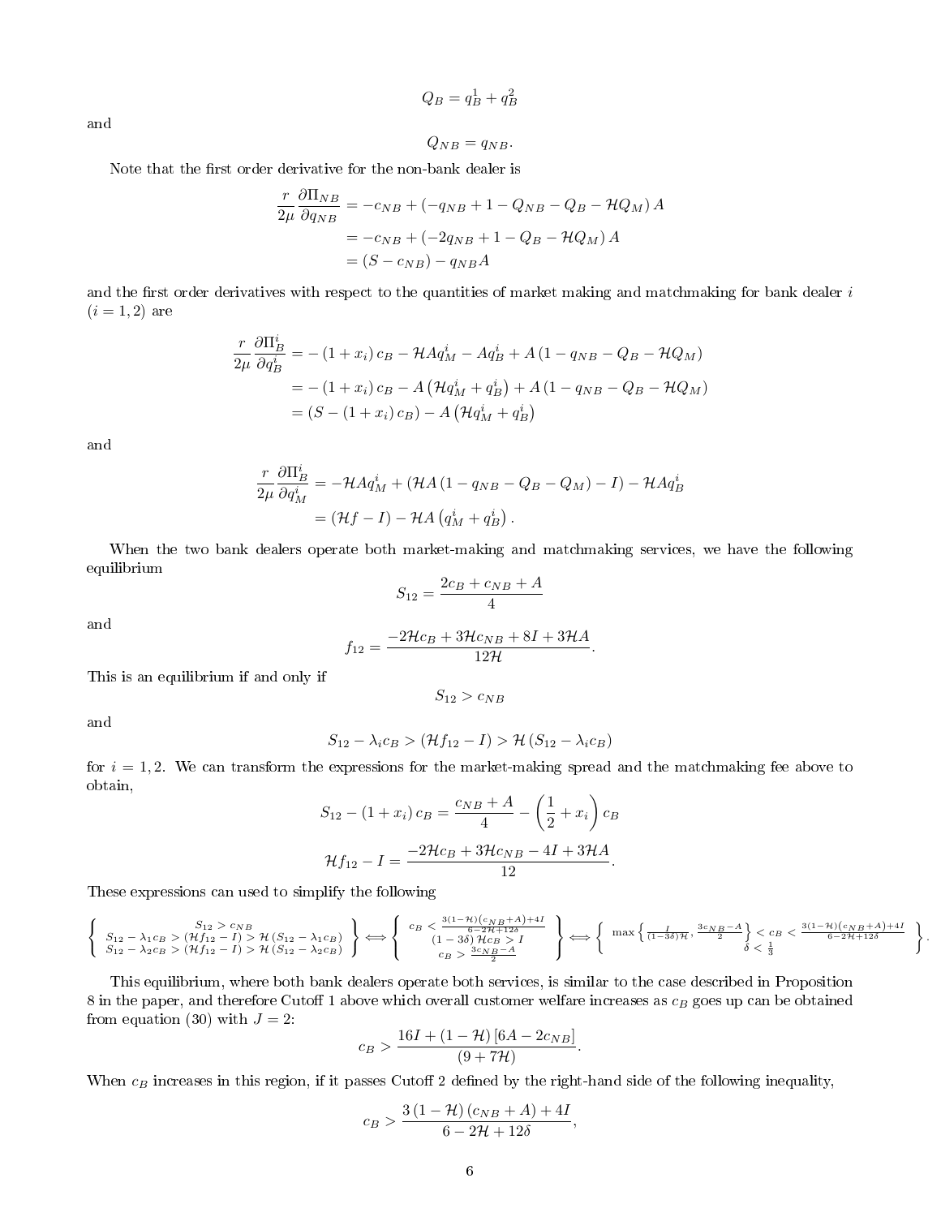$$Q_B = q_B^1 + q_B^2$$

and

$$Q_{NB} = q_{NB}.$$

Note that the first order derivative for the non-bank dealer is

$$
\begin{aligned}
\frac{r}{2\mu}\frac{\partial \Pi_{NB}}{\partial q_{NB}} &= -c_{NB} + \left(-q_{NB} + 1 - Q_{NB} - Q_B - \mathcal{H}Q_M\right)A \\
&= -c_{NB} + \left(-2q_{NB} + 1 - Q_B - \mathcal{H}Q_M\right)A \\
&= (S - c_{NB}) - q_{NB}A
\end{aligned}
$$

and the first order derivatives with respect to the quantities of market making and matchmaking for bank dealer $i$ ($i = 1, 2$) are

$$
\begin{aligned}
\frac{r}{2\mu}\frac{\partial \Pi_B^i}{\partial q_B^i} &= -\left(1 + x_i\right)c_B - \mathcal{H}Aq_M^i - Aq_B^i + A\left(1 - q_{NB} - Q_B - \mathcal{H}Q_M\right) \\
&= -\left(1 + x_i\right)c_B - A\left(\mathcal{H}q_M^i + q_B^i\right) + A\left(1 - q_{NB} - Q_B - \mathcal{H}Q_M\right) \\
&= \left(S - \left(1 + x_i\right)c_B\right) - A\left(\mathcal{H}q_M^i + q_B^i\right)
\end{aligned}
$$

and

$$
\begin{aligned}
\frac{r}{2\mu}\frac{\partial \Pi_B^i}{\partial q_M^i} &= -\mathcal{H}Aq_M^i + \left(\mathcal{H}A\left(1 - q_{NB} - Q_B - Q_M\right) - I\right) - \mathcal{H}Aq_B^i \\
&= \left(\mathcal{H}f - I\right) - \mathcal{H}A\left(q_M^i + q_B^i\right).
\end{aligned}
$$

When the two bank dealers operate both market-making and matchmaking services, we have the following equilibrium

$$S_{12} = \frac{2c_B + c_{NB} + A}{4}$$

and

$$f_{12} = \frac{-2\mathcal{H}c_B + 3\mathcal{H}c_{NB} + 8I + 3\mathcal{H}A}{12\mathcal{H}}.$$

This is an equilibrium if and only if

$$S_{12} > c_{NB}$$

and

$$S_{12} - \lambda_i c_B > \left(\mathcal{H}f_{12} - I\right) > \mathcal{H}\left(S_{12} - \lambda_i c_B\right)$$

for $i = 1, 2$. We can transform the expressions for the market-making spread and the matchmaking fee above to obtain,

$$S_{12} - \left(1 + x_i\right)c_B = \frac{c_{NB} + A}{4} - \left(\frac{1}{2} + x_i\right)c_B$$

$$\mathcal{H}f_{12} - I = \frac{-2\mathcal{H}c_B + 3\mathcal{H}c_{NB} - 4I + 3\mathcal{H}A}{12}.$$

These expressions can used to simplify the following

$$
\left\{
\begin{array}{c}
S_{12} > c_{NB} \\
S_{12} - \lambda_1 c_B > \left(\mathcal{H}f_{12} - I\right) > \mathcal{H}\left(S_{12} - \lambda_1 c_B\right) \\
S_{12} - \lambda_2 c_B > \left(\mathcal{H}f_{12} - I\right) > \mathcal{H}\left(S_{12} - \lambda_2 c_B\right)
\end{array}
\right\}
\Longleftrightarrow
\left\{
\begin{array}{c}
c_B < \frac{3(1-\mathcal{H})\left(c_{NB}+A\right)+4I}{6-2\mathcal{H}+12\delta} \\
\left(1 - 3\delta\right)\mathcal{H}c_B > I \\
c_B > \frac{3c_{NB}-A}{2}
\end{array}
\right\}
\Longleftrightarrow
\left\{
\begin{array}{c}
\max\left\{\frac{I}{(1-3\delta)\mathcal{H}}, \frac{3c_{NB}-A}{2}\right\} < c_B < \frac{3(1-\mathcal{H})\left(c_{NB}+A\right)+4I}{6-2\mathcal{H}+12\delta} \\
\delta < \frac{1}{3}
\end{array}
\right\}.
$$

This equilibrium, where both bank dealers operate both services, is similar to the case described in Proposition 8 in the paper, and therefore Cutoff 1 above which overall customer welfare increases as $c_B$ goes up can be obtained from equation (30) with $J = 2$:

$$c_B > \frac{16I + (1 - \mathcal{H})\left[6A - 2c_{NB}\right]}{(9 + 7\mathcal{H})}.$$

When $c_B$ increases in this region, if it passes Cutoff 2 defined by the right-hand side of the following inequality,

$$c_B > \frac{3\left(1 - \mathcal{H}\right)\left(c_{NB} + A\right) + 4I}{6 - 2\mathcal{H} + 12\delta},$$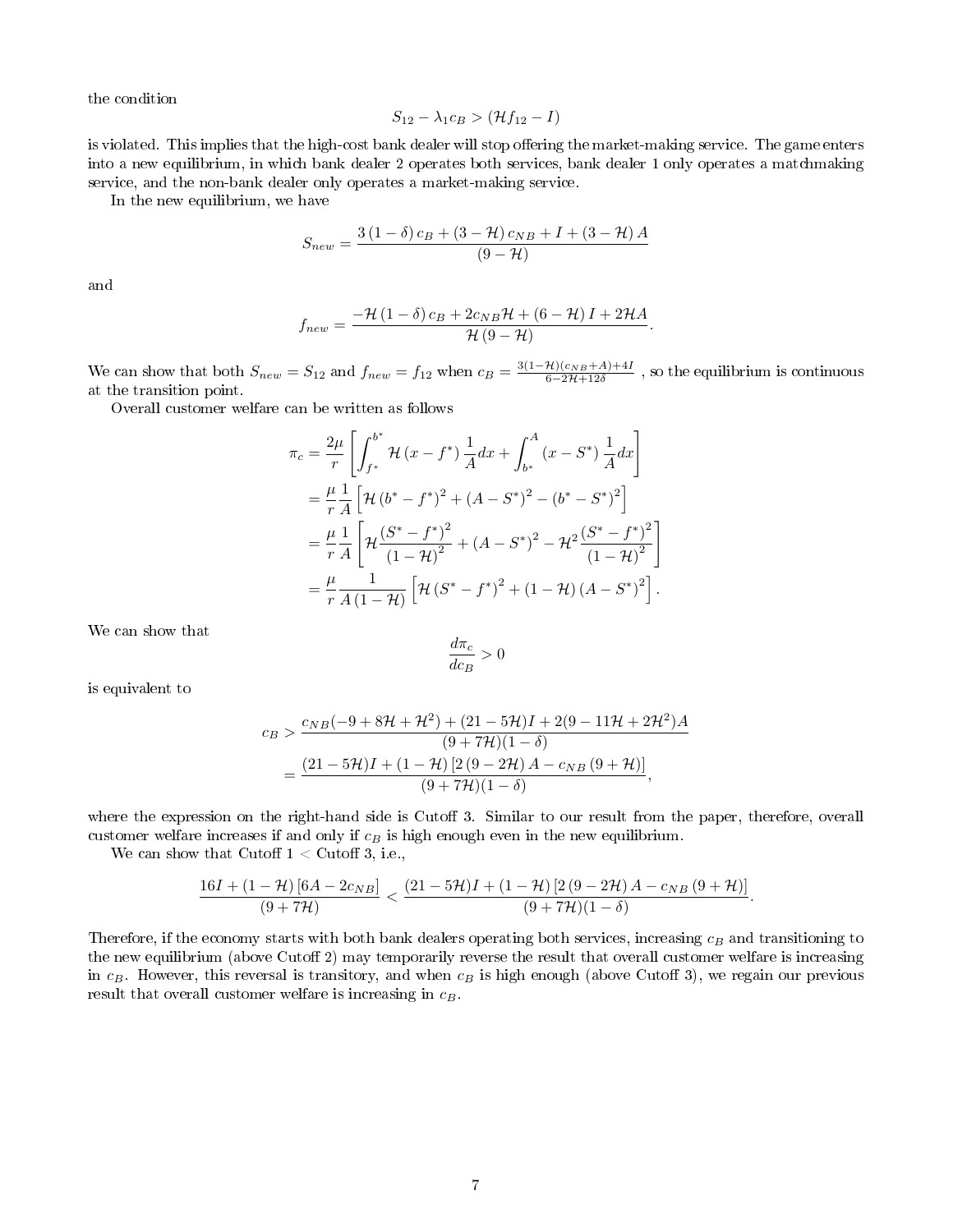the condition

$$S_{12} - \lambda_1 c_B > (\mathcal{H} f_{12} - I)$$

is violated. This implies that the high-cost bank dealer will stop offering the market-making service. The game enters into a new equilibrium, in which bank dealer 2 operates both services, bank dealer 1 only operates a matchmaking service, and the non-bank dealer only operates a market-making service.

In the new equilibrium, we have

$$S_{new} = \frac{3(1-\delta)c_B + (3-\mathcal{H})c_{NB} + I + (3-\mathcal{H})A}{(9-\mathcal{H})}$$

and

$$f_{new} = \frac{-\mathcal{H}(1-\delta)c_B + 2c_{NB}\mathcal{H} + (6-\mathcal{H})I + 2\mathcal{H}A}{\mathcal{H}(9-\mathcal{H})}.$$

We can show that both $S_{new} = S_{12}$ and $f_{new} = f_{12}$ when $c_B = \frac{3(1-\mathcal{H})(c_{NB}+A)+4I}{6-2\mathcal{H}+12\delta}$ , so the equilibrium is continuous at the transition point.

Overall customer welfare can be written as follows

$$\begin{aligned}
\pi_c &= \frac{2\mu}{r}\left[\int_{f^*}^{b^*} \mathcal{H}(x - f^*)\frac{1}{A}dx + \int_{b^*}^{A}(x - S^*)\frac{1}{A}dx\right] \\
&= \frac{\mu}{r}\frac{1}{A}\left[\mathcal{H}(b^* - f^*)^2 + (A - S^*)^2 - (b^* - S^*)^2\right] \\
&= \frac{\mu}{r}\frac{1}{A}\left[\mathcal{H}\frac{(S^* - f^*)^2}{(1-\mathcal{H})^2} + (A - S^*)^2 - \mathcal{H}^2\frac{(S^* - f^*)^2}{(1-\mathcal{H})^2}\right] \\
&= \frac{\mu}{r}\frac{1}{A(1-\mathcal{H})}\left[\mathcal{H}(S^* - f^*)^2 + (1-\mathcal{H})(A - S^*)^2\right].
\end{aligned}$$

We can show that

$$\frac{d\pi_c}{dc_B} > 0$$

is equivalent to

$$\begin{aligned}
c_B &> \frac{c_{NB}(-9 + 8\mathcal{H} + \mathcal{H}^2) + (21 - 5\mathcal{H})I + 2(9 - 11\mathcal{H} + 2\mathcal{H}^2)A}{(9 + 7\mathcal{H})(1-\delta)} \\
&= \frac{(21 - 5\mathcal{H})I + (1-\mathcal{H})\left[2(9 - 2\mathcal{H})A - c_{NB}(9 + \mathcal{H})\right]}{(9 + 7\mathcal{H})(1-\delta)},
\end{aligned}$$

where the expression on the right-hand side is Cutoff 3. Similar to our result from the paper, therefore, overall customer welfare increases if and only if $c_B$ is high enough even in the new equilibrium.

We can show that Cutoff 1 < Cutoff 3, i.e.,

$$\frac{16I + (1-\mathcal{H})\left[6A - 2c_{NB}\right]}{(9 + 7\mathcal{H})} < \frac{(21 - 5\mathcal{H})I + (1-\mathcal{H})\left[2(9 - 2\mathcal{H})A - c_{NB}(9 + \mathcal{H})\right]}{(9 + 7\mathcal{H})(1-\delta)}.$$

Therefore, if the economy starts with both bank dealers operating both services, increasing $c_B$ and transitioning to the new equilibrium (above Cutoff 2) may temporarily reverse the result that overall customer welfare is increasing in $c_B$. However, this reversal is transitory, and when $c_B$ is high enough (above Cutoff 3), we regain our previous result that overall customer welfare is increasing in $c_B$.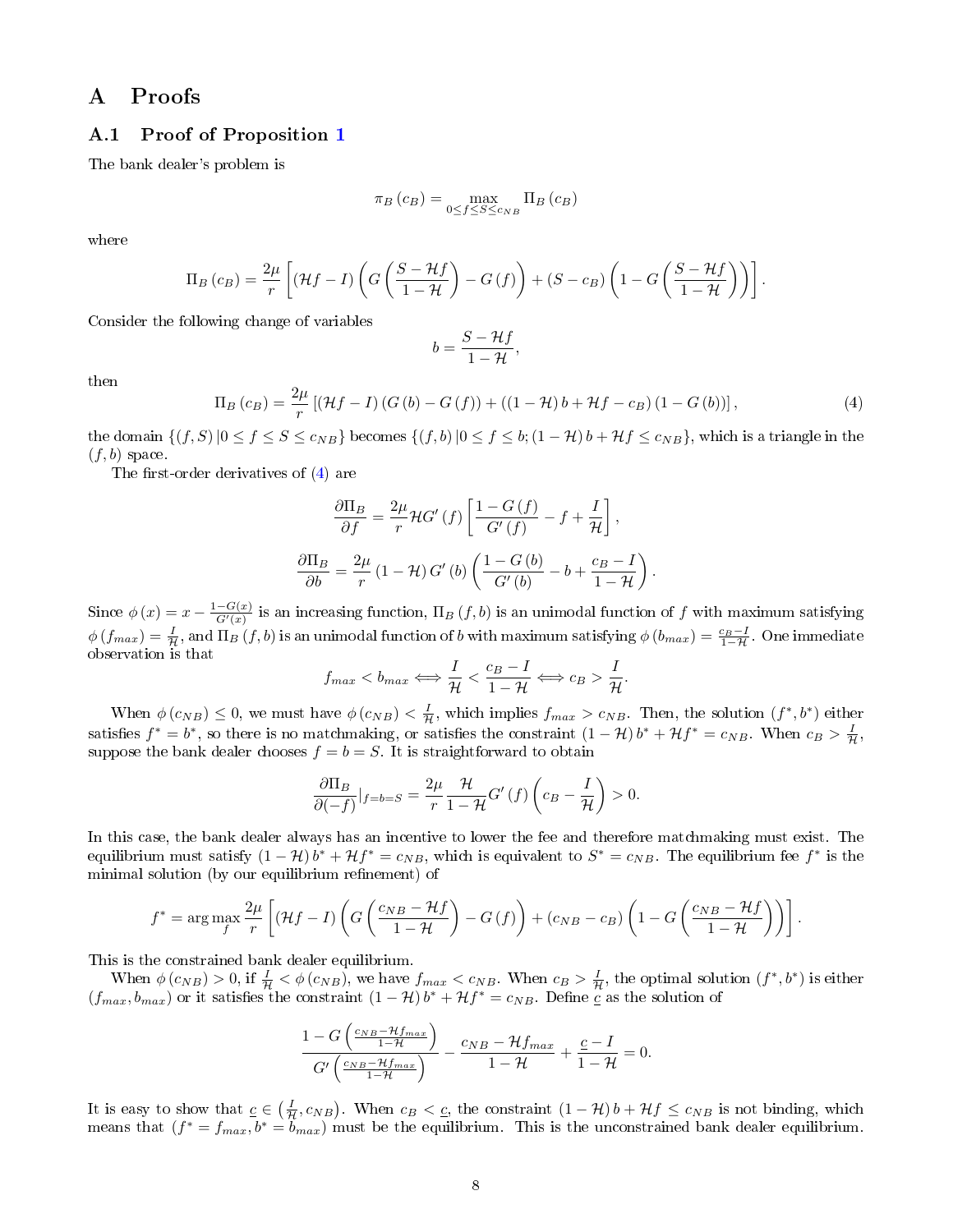# A Proofs

## A.1 Proof of Proposition 1

The bank dealer's problem is

$$\pi_B(c_B) = \max_{0 \le f \le S \le c_{NB}} \Pi_B(c_B)$$

where

$$\Pi_B(c_B) = \frac{2\mu}{r}\left[(\mathcal{H}f - I)\left(G\left(\frac{S-\mathcal{H}f}{1-\mathcal{H}}\right) - G(f)\right) + (S - c_B)\left(1 - G\left(\frac{S-\mathcal{H}f}{1-\mathcal{H}}\right)\right)\right].$$

Consider the following change of variables

$$b = \frac{S - \mathcal{H}f}{1-\mathcal{H}},$$

then

$$\Pi_B(c_B) = \frac{2\mu}{r}\left[(\mathcal{H}f - I)(G(b) - G(f)) + ((1-\mathcal{H})b + \mathcal{H}f - c_B)(1 - G(b))\right], \tag{4}$$

the domain $\{(f,S) \,|\, 0 \le f \le S \le c_{NB}\}$ becomes $\{(f,b) \,|\, 0 \le f \le b; (1-\mathcal{H})b + \mathcal{H}f \le c_{NB}\}$, which is a triangle in the $(f,b)$ space.

The first-order derivatives of (4) are

$$\frac{\partial \Pi_B}{\partial f} = \frac{2\mu}{r}\mathcal{H}G'(f)\left[\frac{1-G(f)}{G'(f)} - f + \frac{I}{\mathcal{H}}\right],$$

$$\frac{\partial \Pi_B}{\partial b} = \frac{2\mu}{r}(1-\mathcal{H})G'(b)\left(\frac{1-G(b)}{G'(b)} - b + \frac{c_B - I}{1-\mathcal{H}}\right).$$

Since $\phi(x) = x - \frac{1-G(x)}{G'(x)}$ is an increasing function, $\Pi_B(f,b)$ is an unimodal function of $f$ with maximum satisfying $\phi(f_{max}) = \frac{I}{\mathcal{H}}$, and $\Pi_B(f,b)$ is an unimodal function of $b$ with maximum satisfying $\phi(b_{max}) = \frac{c_B - I}{1-\mathcal{H}}$. One immediate observation is that

$$f_{max} < b_{max} \iff \frac{I}{\mathcal{H}} < \frac{c_B - I}{1-\mathcal{H}} \iff c_B > \frac{I}{\mathcal{H}}.$$

When $\phi(c_{NB}) \le 0$, we must have $\phi(c_{NB}) < \frac{I}{\mathcal{H}}$, which implies $f_{max} > c_{NB}$. Then, the solution $(f^*, b^*)$ either satisfies $f^* = b^*$, so there is no matchmaking, or satisfies the constraint $(1-\mathcal{H})b^* + \mathcal{H}f^* = c_{NB}$. When $c_B > \frac{I}{\mathcal{H}}$, suppose the bank dealer chooses $f = b = S$. It is straightforward to obtain

$$\frac{\partial \Pi_B}{\partial(-f)}\Big|_{f=b=S} = \frac{2\mu}{r}\frac{\mathcal{H}}{1-\mathcal{H}}G'(f)\left(c_B - \frac{I}{\mathcal{H}}\right) > 0.$$

In this case, the bank dealer always has an incentive to lower the fee and therefore matchmaking must exist. The equilibrium must satisfy $(1-\mathcal{H})b^* + \mathcal{H}f^* = c_{NB}$, which is equivalent to $S^* = c_{NB}$. The equilibrium fee $f^*$ is the minimal solution (by our equilibrium refinement) of

$$f^* = \arg\max_f \frac{2\mu}{r}\left[(\mathcal{H}f - I)\left(G\left(\frac{c_{NB}-\mathcal{H}f}{1-\mathcal{H}}\right) - G(f)\right) + (c_{NB} - c_B)\left(1 - G\left(\frac{c_{NB}-\mathcal{H}f}{1-\mathcal{H}}\right)\right)\right].$$

This is the constrained bank dealer equilibrium.

When $\phi(c_{NB}) > 0$, if $\frac{I}{\mathcal{H}} < \phi(c_{NB})$, we have $f_{max} < c_{NB}$. When $c_B > \frac{I}{\mathcal{H}}$, the optimal solution $(f^*, b^*)$ is either $(f_{max}, b_{max})$ or it satisfies the constraint $(1-\mathcal{H})b^* + \mathcal{H}f^* = c_{NB}$. Define $\underline{c}$ as the solution of

$$\frac{1 - G\left(\frac{c_{NB}-\mathcal{H}f_{max}}{1-\mathcal{H}}\right)}{G'\left(\frac{c_{NB}-\mathcal{H}f_{max}}{1-\mathcal{H}}\right)} - \frac{c_{NB} - \mathcal{H}f_{max}}{1-\mathcal{H}} + \frac{\underline{c} - I}{1-\mathcal{H}} = 0.$$

It is easy to show that $\underline{c} \in \left(\frac{I}{\mathcal{H}}, c_{NB}\right)$. When $c_B < \underline{c}$, the constraint $(1-\mathcal{H})b + \mathcal{H}f \le c_{NB}$ is not binding, which means that $(f^* = f_{max}, b^* = b_{max})$ must be the equilibrium. This is the unconstrained bank dealer equilibrium.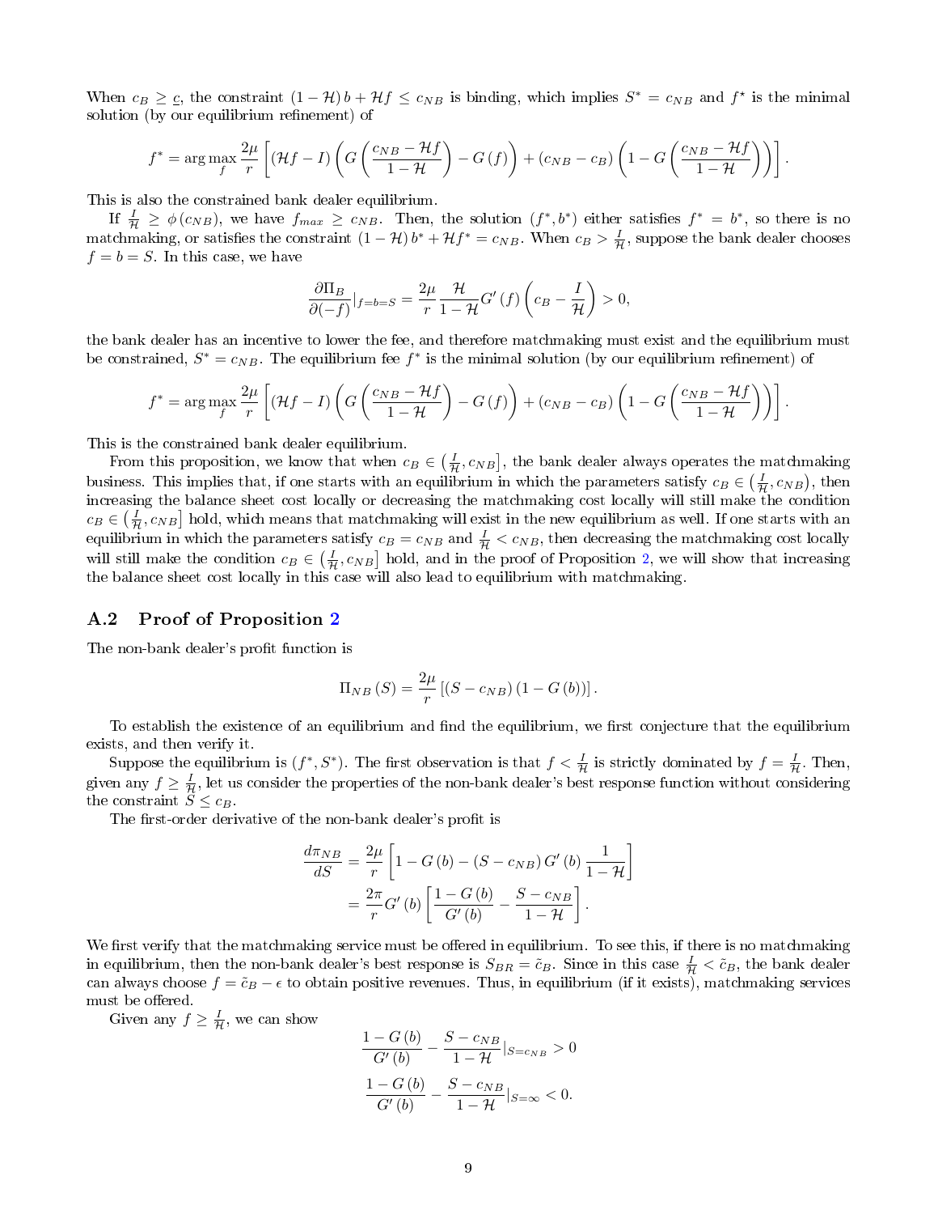When $c_B \geq \underline{c}$, the constraint $(1-\mathcal{H})\, b + \mathcal{H} f \leq c_{NB}$ is binding, which implies $S^* = c_{NB}$ and $f^\star$ is the minimal solution (by our equilibrium refinement) of

$$f^* = \arg\max_f \frac{2\mu}{r}\left[(\mathcal{H}f - I)\left(G\left(\frac{c_{NB}-\mathcal{H}f}{1-\mathcal{H}}\right) - G(f)\right) + (c_{NB}-c_B)\left(1 - G\left(\frac{c_{NB}-\mathcal{H}f}{1-\mathcal{H}}\right)\right)\right].$$

This is also the constrained bank dealer equilibrium.

If $\frac{I}{\mathcal{H}} \geq \phi(c_{NB})$, we have $f_{max} \geq c_{NB}$. Then, the solution $(f^*, b^*)$ either satisfies $f^* = b^*$, so there is no matchmaking, or satisfies the constraint $(1-\mathcal{H})\, b^* + \mathcal{H} f^* = c_{NB}$. When $c_B > \frac{I}{\mathcal{H}}$, suppose the bank dealer chooses $f = b = S$. In this case, we have

$$\frac{\partial \Pi_B}{\partial(-f)}|_{f=b=S} = \frac{2\mu}{r}\frac{\mathcal{H}}{1-\mathcal{H}} G'(f)\left(c_B - \frac{I}{\mathcal{H}}\right) > 0,$$

the bank dealer has an incentive to lower the fee, and therefore matchmaking must exist and the equilibrium must be constrained, $S^* = c_{NB}$. The equilibrium fee $f^*$ is the minimal solution (by our equilibrium refinement) of

$$f^* = \arg\max_f \frac{2\mu}{r}\left[(\mathcal{H}f - I)\left(G\left(\frac{c_{NB}-\mathcal{H}f}{1-\mathcal{H}}\right) - G(f)\right) + (c_{NB}-c_B)\left(1 - G\left(\frac{c_{NB}-\mathcal{H}f}{1-\mathcal{H}}\right)\right)\right].$$

This is the constrained bank dealer equilibrium.

From this proposition, we know that when $c_B \in \left(\frac{I}{\mathcal{H}}, c_{NB}\right]$, the bank dealer always operates the matchmaking business. This implies that, if one starts with an equilibrium in which the parameters satisfy $c_B \in \left(\frac{I}{\mathcal{H}}, c_{NB}\right)$, then increasing the balance sheet cost locally or decreasing the matchmaking cost locally will still make the condition $c_B \in \left(\frac{I}{\mathcal{H}}, c_{NB}\right]$ hold, which means that matchmaking will exist in the new equilibrium as well. If one starts with an equilibrium in which the parameters satisfy $c_B = c_{NB}$ and $\frac{I}{\mathcal{H}} < c_{NB}$, then decreasing the matchmaking cost locally will still make the condition $c_B \in \left(\frac{I}{\mathcal{H}}, c_{NB}\right]$ hold, and in the proof of Proposition 2, we will show that increasing the balance sheet cost locally in this case will also lead to equilibrium with matchmaking.

## A.2 Proof of Proposition 2

The non-bank dealer's profit function is

$$\Pi_{NB}(S) = \frac{2\mu}{r}\left[(S - c_{NB})(1 - G(b))\right].$$

To establish the existence of an equilibrium and find the equilibrium, we first conjecture that the equilibrium exists, and then verify it.

Suppose the equilibrium is $(f^*, S^*)$. The first observation is that $f < \frac{I}{\mathcal{H}}$ is strictly dominated by $f = \frac{I}{\mathcal{H}}$. Then, given any $f \geq \frac{I}{\mathcal{H}}$, let us consider the properties of the non-bank dealer's best response function without considering the constraint $S \leq c_B$.

The first-order derivative of the non-bank dealer's profit is

$$\begin{aligned}\frac{d\pi_{NB}}{dS} &= \frac{2\mu}{r}\left[1 - G(b) - (S - c_{NB})\, G'(b)\frac{1}{1-\mathcal{H}}\right] \\ &= \frac{2\pi}{r} G'(b)\left[\frac{1-G(b)}{G'(b)} - \frac{S - c_{NB}}{1-\mathcal{H}}\right].\end{aligned}$$

We first verify that the matchmaking service must be offered in equilibrium. To see this, if there is no matchmaking in equilibrium, then the non-bank dealer's best response is $S_{BR} = \tilde{c}_B$. Since in this case $\frac{I}{\mathcal{H}} < \tilde{c}_B$, the bank dealer can always choose $f = \tilde{c}_B - \epsilon$ to obtain positive revenues. Thus, in equilibrium (if it exists), matchmaking services must be offered.

Given any $f \geq \frac{I}{\mathcal{H}}$, we can show

$$\frac{1-G(b)}{G'(b)} - \frac{S - c_{NB}}{1-\mathcal{H}}|_{S=c_{NB}} > 0$$

$$\frac{1-G(b)}{G'(b)} - \frac{S - c_{NB}}{1-\mathcal{H}}|_{S=\infty} < 0.$$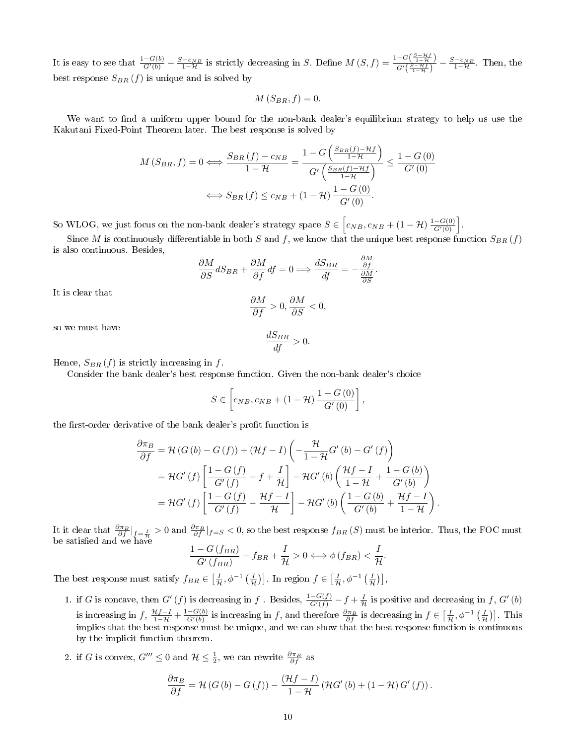It is easy to see that $\frac{1-G(b)}{G'(b)} - \frac{S-c_{NB}}{1-\mathcal{H}}$ is strictly decreasing in $S$. Define $M(S,f) = \frac{1-G\left(\frac{S-\mathcal{H}f}{1-\mathcal{H}}\right)}{G'\left(\frac{S-\mathcal{H}f}{1-\mathcal{H}}\right)} - \frac{S-c_{NB}}{1-\mathcal{H}}$. Then, the best response $S_{BR}(f)$ is unique and is solved by

$$M(S_{BR}, f) = 0.$$

We want to find a uniform upper bound for the non-bank dealer's equilibrium strategy to help us use the Kakutani Fixed-Point Theorem later. The best response is solved by

$$M(S_{BR}, f) = 0 \iff \frac{S_{BR}(f) - c_{NB}}{1-\mathcal{H}} = \frac{1-G\left(\frac{S_{BR}(f)-\mathcal{H}f}{1-\mathcal{H}}\right)}{G'\left(\frac{S_{BR}(f)-\mathcal{H}f}{1-\mathcal{H}}\right)} \leq \frac{1-G(0)}{G'(0)}$$

$$\iff S_{BR}(f) \leq c_{NB} + (1-\mathcal{H})\frac{1-G(0)}{G'(0)}.$$

So WLOG, we just focus on the non-bank dealer's strategy space $S \in \left[c_{NB}, c_{NB} + (1-\mathcal{H})\frac{1-G(0)}{G'(0)}\right]$.

Since $M$ is continuously differentiable in both $S$ and $f$, we know that the unique best response function $S_{BR}(f)$ is also continuous. Besides,

$$\frac{\partial M}{\partial S}dS_{BR} + \frac{\partial M}{\partial f}df = 0 \Longrightarrow \frac{dS_{BR}}{df} = -\frac{\frac{\partial M}{\partial f}}{\frac{\partial M}{\partial S}}.$$

It is clear that

$$\frac{\partial M}{\partial f} > 0, \frac{\partial M}{\partial S} < 0,$$

so we must have

$$\frac{dS_{BR}}{df} > 0.$$

Hence, $S_{BR}(f)$ is strictly increasing in $f$.

Consider the bank dealer's best response function. Given the non-bank dealer's choice

$$S \in \left[c_{NB}, c_{NB} + (1-\mathcal{H})\frac{1-G(0)}{G'(0)}\right],$$

the first-order derivative of the bank dealer's profit function is

$$\begin{aligned}
\frac{\partial \pi_B}{\partial f} &= \mathcal{H}(G(b) - G(f)) + (\mathcal{H}f - I)\left(-\frac{\mathcal{H}}{1-\mathcal{H}}G'(b) - G'(f)\right) \\
&= \mathcal{H}G'(f)\left[\frac{1-G(f)}{G'(f)} - f + \frac{I}{\mathcal{H}}\right] - \mathcal{H}G'(b)\left(\frac{\mathcal{H}f - I}{1-\mathcal{H}} + \frac{1-G(b)}{G'(b)}\right) \\
&= \mathcal{H}G'(f)\left[\frac{1-G(f)}{G'(f)} - \frac{\mathcal{H}f - I}{\mathcal{H}}\right] - \mathcal{H}G'(b)\left(\frac{1-G(b)}{G'(b)} + \frac{\mathcal{H}f - I}{1-\mathcal{H}}\right).
\end{aligned}$$

It it clear that $\frac{\partial \pi_B}{\partial f}|_{f=\frac{I}{\mathcal{H}}} > 0$ and $\frac{\partial \pi_B}{\partial f}|_{f=S} < 0$, so the best response $f_{BR}(S)$ must be interior. Thus, the FOC must be satisfied and we have

$$\frac{1-G(f_{BR})}{G'(f_{BR})} - f_{BR} + \frac{I}{\mathcal{H}} > 0 \iff \phi(f_{BR}) < \frac{I}{\mathcal{H}}.$$

The best response must satisfy $f_{BR} \in \left[\frac{I}{\mathcal{H}}, \phi^{-1}\left(\frac{I}{\mathcal{H}}\right)\right]$. In region $f \in \left[\frac{I}{\mathcal{H}}, \phi^{-1}\left(\frac{I}{\mathcal{H}}\right)\right]$,

1. if $G$ is concave, then $G'(f)$ is decreasing in $f$ . Besides, $\frac{1-G(f)}{G'(f)} - f + \frac{I}{\mathcal{H}}$ is positive and decreasing in $f$, $G'(b)$ is increasing in $f$, $\frac{\mathcal{H}f-I}{1-\mathcal{H}} + \frac{1-G(b)}{G'(b)}$ is increasing in $f$, and therefore $\frac{\partial \pi_B}{\partial f}$ is decreasing in $f \in \left[\frac{I}{\mathcal{H}}, \phi^{-1}\left(\frac{I}{\mathcal{H}}\right)\right]$. This implies that the best response must be unique, and we can show that the best response function is continuous by the implicit function theorem.

2. if $G$ is convex, $G''' \leq 0$ and $\mathcal{H} \leq \frac{1}{2}$, we can rewrite $\frac{\partial \pi_B}{\partial f}$ as

$$\frac{\partial \pi_B}{\partial f} = \mathcal{H}(G(b) - G(f)) - \frac{(\mathcal{H}f - I)}{1-\mathcal{H}}(\mathcal{H}G'(b) + (1-\mathcal{H})G'(f)).$$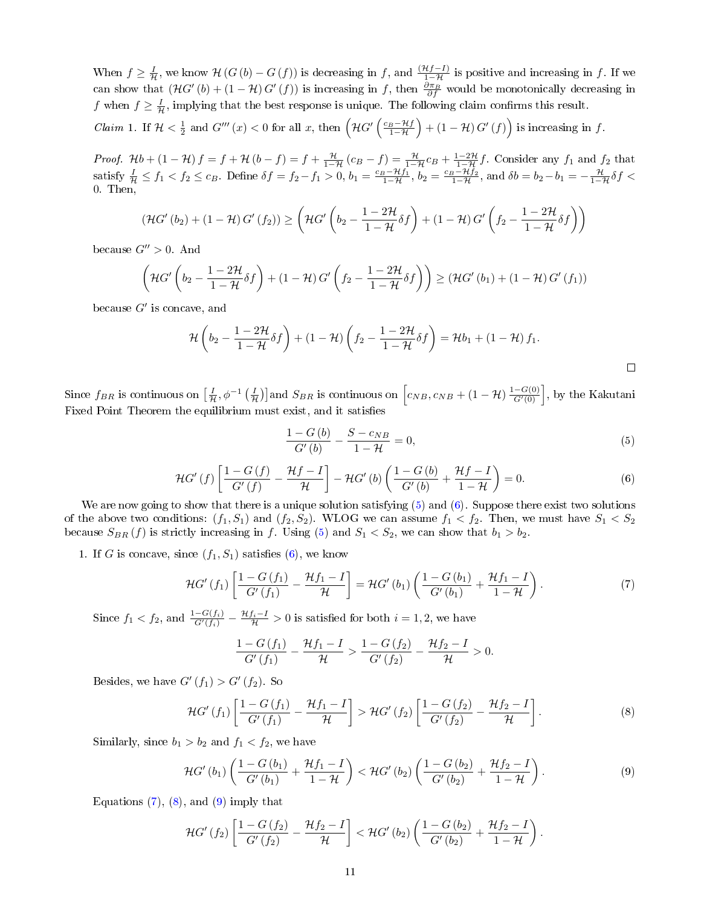When $f \geq \frac{I}{\mathcal{H}}$, we know $\mathcal{H}(G(b) - G(f))$ is decreasing in $f$, and $\frac{(\mathcal{H}f - I)}{1-\mathcal{H}}$ is positive and increasing in $f$. If we can show that $(\mathcal{H}G'(b) + (1-\mathcal{H})G'(f))$ is increasing in $f$, then $\frac{\partial \pi_B}{\partial f}$ would be monotonically decreasing in $f$ when $f \geq \frac{I}{\mathcal{H}}$, implying that the best response is unique. The following claim confirms this result.

*Claim* 1. If $\mathcal{H} < \frac{1}{2}$ and $G'''(x) < 0$ for all $x$, then $\left(\mathcal{H}G'\left(\frac{c_B - \mathcal{H}f}{1-\mathcal{H}}\right) + (1-\mathcal{H})G'(f)\right)$ is increasing in $f$.

*Proof.* $\mathcal{H}b + (1-\mathcal{H})f = f + \mathcal{H}(b-f) = f + \frac{\mathcal{H}}{1-\mathcal{H}}(c_B - f) = \frac{\mathcal{H}}{1-\mathcal{H}}c_B + \frac{1-2\mathcal{H}}{1-\mathcal{H}}f$. Consider any $f_1$ and $f_2$ that satisfy $\frac{I}{\mathcal{H}} \leq f_1 < f_2 \leq c_B$. Define $\delta f = f_2 - f_1 > 0$, $b_1 = \frac{c_B - \mathcal{H}f_1}{1-\mathcal{H}}$, $b_2 = \frac{c_B - \mathcal{H}f_2}{1-\mathcal{H}}$, and $\delta b = b_2 - b_1 = -\frac{\mathcal{H}}{1-\mathcal{H}}\delta f < 0$. Then,

$$(\mathcal{H}G'(b_2) + (1-\mathcal{H})G'(f_2)) \geq \left(\mathcal{H}G'\left(b_2 - \frac{1-2\mathcal{H}}{1-\mathcal{H}}\delta f\right) + (1-\mathcal{H})G'\left(f_2 - \frac{1-2\mathcal{H}}{1-\mathcal{H}}\delta f\right)\right)$$

because $G'' > 0$. And

$$\left(\mathcal{H}G'\left(b_2 - \frac{1-2\mathcal{H}}{1-\mathcal{H}}\delta f\right) + (1-\mathcal{H})G'\left(f_2 - \frac{1-2\mathcal{H}}{1-\mathcal{H}}\delta f\right)\right) \geq (\mathcal{H}G'(b_1) + (1-\mathcal{H})G'(f_1))$$

because $G'$ is concave, and

$$\mathcal{H}\left(b_2 - \frac{1-2\mathcal{H}}{1-\mathcal{H}}\delta f\right) + (1-\mathcal{H})\left(f_2 - \frac{1-2\mathcal{H}}{1-\mathcal{H}}\delta f\right) = \mathcal{H}b_1 + (1-\mathcal{H})f_1.$$

□

Since $f_{BR}$ is continuous on $\left[\frac{I}{\mathcal{H}}, \phi^{-1}\left(\frac{I}{\mathcal{H}}\right)\right]$ and $S_{BR}$ is continuous on $\left[c_{NB}, c_{NB} + (1-\mathcal{H})\frac{1-G(0)}{G'(0)}\right]$, by the Kakutani Fixed Point Theorem the equilibrium must exist, and it satisfies

$$\frac{1-G(b)}{G'(b)} - \frac{S - c_{NB}}{1-\mathcal{H}} = 0, \tag{5}$$

$$\mathcal{H}G'(f)\left[\frac{1-G(f)}{G'(f)} - \frac{\mathcal{H}f - I}{\mathcal{H}}\right] - \mathcal{H}G'(b)\left(\frac{1-G(b)}{G'(b)} + \frac{\mathcal{H}f - I}{1-\mathcal{H}}\right) = 0. \tag{6}$$

We are now going to show that there is a unique solution satisfying (5) and (6). Suppose there exist two solutions of the above two conditions: $(f_1, S_1)$ and $(f_2, S_2)$. WLOG we can assume $f_1 < f_2$. Then, we must have $S_1 < S_2$ because $S_{BR}(f)$ is strictly increasing in $f$. Using (5) and $S_1 < S_2$, we can show that $b_1 > b_2$.

1. If $G$ is concave, since $(f_1, S_1)$ satisfies (6), we know

$$\mathcal{H}G'(f_1)\left[\frac{1-G(f_1)}{G'(f_1)} - \frac{\mathcal{H}f_1 - I}{\mathcal{H}}\right] = \mathcal{H}G'(b_1)\left(\frac{1-G(b_1)}{G'(b_1)} + \frac{\mathcal{H}f_1 - I}{1-\mathcal{H}}\right). \tag{7}$$

Since $f_1 < f_2$, and $\frac{1-G(f_i)}{G'(f_i)} - \frac{\mathcal{H}f_i - I}{\mathcal{H}} > 0$ is satisfied for both $i = 1, 2$, we have

$$\frac{1-G(f_1)}{G'(f_1)} - \frac{\mathcal{H}f_1 - I}{\mathcal{H}} > \frac{1-G(f_2)}{G'(f_2)} - \frac{\mathcal{H}f_2 - I}{\mathcal{H}} > 0.$$

Besides, we have $G'(f_1) > G'(f_2)$. So

$$\mathcal{H}G'(f_1)\left[\frac{1-G(f_1)}{G'(f_1)} - \frac{\mathcal{H}f_1 - I}{\mathcal{H}}\right] > \mathcal{H}G'(f_2)\left[\frac{1-G(f_2)}{G'(f_2)} - \frac{\mathcal{H}f_2 - I}{\mathcal{H}}\right]. \tag{8}$$

Similarly, since $b_1 > b_2$ and $f_1 < f_2$, we have

$$\mathcal{H}G'(b_1)\left(\frac{1-G(b_1)}{G'(b_1)} + \frac{\mathcal{H}f_1 - I}{1-\mathcal{H}}\right) < \mathcal{H}G'(b_2)\left(\frac{1-G(b_2)}{G'(b_2)} + \frac{\mathcal{H}f_2 - I}{1-\mathcal{H}}\right). \tag{9}$$

Equations (7), (8), and (9) imply that

$$\mathcal{H}G'(f_2)\left[\frac{1-G(f_2)}{G'(f_2)} - \frac{\mathcal{H}f_2 - I}{\mathcal{H}}\right] < \mathcal{H}G'(b_2)\left(\frac{1-G(b_2)}{G'(b_2)} + \frac{\mathcal{H}f_2 - I}{1-\mathcal{H}}\right).$$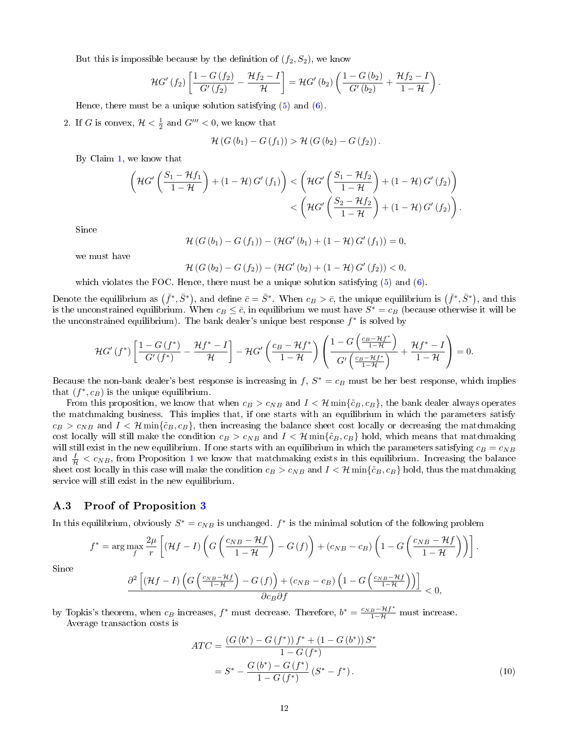But this is impossible because by the definition of $(f_2, S_2)$, we know

$$\mathcal{H}G'(f_2)\left[\frac{1-G(f_2)}{G'(f_2)}-\frac{\mathcal{H}f_2-I}{\mathcal{H}}\right]=\mathcal{H}G'(b_2)\left(\frac{1-G(b_2)}{G'(b_2)}+\frac{\mathcal{H}f_2-I}{1-\mathcal{H}}\right).$$

Hence, there must be a unique solution satisfying (5) and (6).

2. If $G$ is convex, $\mathcal{H}<\frac{1}{2}$ and $G'''<0$, we know that

$$\mathcal{H}(G(b_1)-G(f_1))>\mathcal{H}(G(b_2)-G(f_2)).$$

By Claim 1, we know that

$$\begin{aligned}\left(\mathcal{H}G'\left(\frac{S_1-\mathcal{H}f_1}{1-\mathcal{H}}\right)+(1-\mathcal{H})G'(f_1)\right)&<\left(\mathcal{H}G'\left(\frac{S_1-\mathcal{H}f_2}{1-\mathcal{H}}\right)+(1-\mathcal{H})G'(f_2)\right)\\&<\left(\mathcal{H}G'\left(\frac{S_2-\mathcal{H}f_2}{1-\mathcal{H}}\right)+(1-\mathcal{H})G'(f_2)\right).\end{aligned}$$

Since

$$\mathcal{H}(G(b_1)-G(f_1))-(\mathcal{H}G'(b_1)+(1-\mathcal{H})G'(f_1))=0,$$

we must have

$$\mathcal{H}(G(b_2)-G(f_2))-(\mathcal{H}G'(b_2)+(1-\mathcal{H})G'(f_2))<0,$$

which violates the FOC. Hence, there must be a unique solution satisfying (5) and (6).

Denote the equilibrium as $(\bar{f}^*,\bar{S}^*)$, and define $\bar{c}=\bar{S}^*$. When $c_B>\bar{c}$, the unique equilibrium is $(\bar{f}^*,\bar{S}^*)$, and this is the unconstrained equilibrium. When $c_B\le\bar{c}$, in equilibrium we must have $S^*=c_B$ (because otherwise it will be the unconstrained equilibrium). The bank dealer's unique best response $f^*$ is solved by

$$\mathcal{H}G'(f^*)\left[\frac{1-G(f^*)}{G'(f^*)}-\frac{\mathcal{H}f^*-I}{\mathcal{H}}\right]-\mathcal{H}G'\left(\frac{c_B-\mathcal{H}f^*}{1-\mathcal{H}}\right)\left(\frac{1-G\left(\frac{c_B-\mathcal{H}f^*}{1-\mathcal{H}}\right)}{G'\left(\frac{c_B-\mathcal{H}f^*}{1-\mathcal{H}}\right)}+\frac{\mathcal{H}f^*-I}{1-\mathcal{H}}\right)=0.$$

Because the non-bank dealer's best response is increasing in $f$, $S^*=c_B$ must be her best response, which implies that $(f^*,c_B)$ is the unique equilibrium.

From this proposition, we know that when $c_B>c_{NB}$ and $I<\mathcal{H}\min\{\tilde{c}_B,c_B\}$, the bank dealer always operates the matchmaking business. This implies that, if one starts with an equilibrium in which the parameters satisfy $c_B>c_{NB}$ and $I<\mathcal{H}\min\{\tilde{c}_B,c_B\}$, then increasing the balance sheet cost locally or decreasing the matchmaking cost locally will still make the condition $c_B>c_{NB}$ and $I<\mathcal{H}\min\{\tilde{c}_B,c_B\}$ hold, which means that matchmaking will still exist in the new equilibrium. If one starts with an equilibrium in which the parameters satisfying $c_B=c_{NB}$ and $\frac{I}{\mathcal{H}}<c_{NB}$, from Proposition 1 we know that matchmaking exists in this equilibrium. Increasing the balance sheet cost locally in this case will make the condition $c_B>c_{NB}$ and $I<\mathcal{H}\min\{\tilde{c}_B,c_B\}$ hold, thus the matchmaking service will still exist in the new equilibrium.

### A.3 Proof of Proposition 3

In this equilibrium, obviously $S^*=c_{NB}$ is unchanged. $f^*$ is the minimal solution of the following problem

$$f^*=\arg\max_f\frac{2\mu}{r}\left[(\mathcal{H}f-I)\left(G\left(\frac{c_{NB}-\mathcal{H}f}{1-\mathcal{H}}\right)-G(f)\right)+(c_{NB}-c_B)\left(1-G\left(\frac{c_{NB}-\mathcal{H}f}{1-\mathcal{H}}\right)\right)\right].$$

Since

$$\frac{\partial^2\left[(\mathcal{H}f-I)\left(G\left(\frac{c_{NB}-\mathcal{H}f}{1-\mathcal{H}}\right)-G(f)\right)+(c_{NB}-c_B)\left(1-G\left(\frac{c_{NB}-\mathcal{H}f}{1-\mathcal{H}}\right)\right)\right]}{\partial c_B\partial f}<0,$$

by Topkis's theorem, when $c_B$ increases, $f^*$ must decrease. Therefore, $b^*=\frac{c_{NB}-\mathcal{H}f^*}{1-\mathcal{H}}$ must increase.

Average transaction costs is

$$\begin{aligned}ATC&=\frac{(G(b^*)-G(f^*))f^*+(1-G(b^*))S^*}{1-G(f^*)}\\&=S^*-\frac{G(b^*)-G(f^*)}{1-G(f^*)}(S^*-f^*).\end{aligned}\tag{10}$$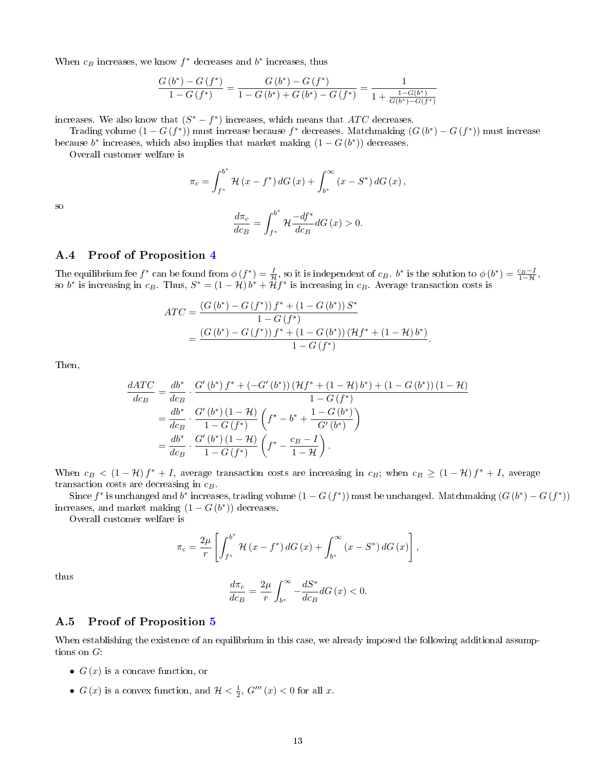When $c_B$ increases, we know $f^*$ decreases and $b^*$ increases, thus

$$\frac{G(b^*) - G(f^*)}{1 - G(f^*)} = \frac{G(b^*) - G(f^*)}{1 - G(b^*) + G(b^*) - G(f^*)} = \frac{1}{1 + \frac{1-G(b^*)}{G(b^*)-G(f^*)}}$$

increases. We also know that $(S^* - f^*)$ increases, which means that $ATC$ decreases.

Trading volume $(1 - G(f^*))$ must increase because $f^*$ decreases. Matchmaking $(G(b^*) - G(f^*))$ must increase because $b^*$ increases, which also implies that market making $(1 - G(b^*))$ decreases.

Overall customer welfare is

$$\pi_c = \int_{f^*}^{b^*} \mathcal{H}(x - f^*)\, dG(x) + \int_{b^*}^{\infty} (x - S^*)\, dG(x),$$

so

$$\frac{d\pi_c}{dc_B} = \int_{f^*}^{b^*} \mathcal{H} \frac{-df^*}{dc_B} dG(x) > 0.$$

## A.4 Proof of Proposition 4

The equilibrium fee $f^*$ can be found from $\phi(f^*) = \frac{I}{\mathcal{H}}$, so it is independent of $c_B$. $b^*$ is the solution to $\phi(b^*) = \frac{c_B - I}{1-\mathcal{H}}$, so $b^*$ is increasing in $c_B$. Thus, $S^* = (1-\mathcal{H})\, b^* + \mathcal{H} f^*$ is increasing in $c_B$. Average transaction costs is

$$\begin{aligned}
ATC &= \frac{(G(b^*) - G(f^*))\, f^* + (1 - G(b^*))\, S^*}{1 - G(f^*)} \\
&= \frac{(G(b^*) - G(f^*))\, f^* + (1 - G(b^*))\, (\mathcal{H} f^* + (1-\mathcal{H})\, b^*)}{1 - G(f^*)}.
\end{aligned}$$

Then,

$$\begin{aligned}
\frac{dATC}{dc_B} &= \frac{db^*}{dc_B} \cdot \frac{G'(b^*)\, f^* + (-G'(b^*))\, (\mathcal{H} f^* + (1-\mathcal{H})\, b^*) + (1 - G(b^*))\, (1-\mathcal{H})}{1 - G(f^*)} \\
&= \frac{db^*}{dc_B} \cdot \frac{G'(b^*)\, (1-\mathcal{H})}{1 - G(f^*)} \left( f^* - b^* + \frac{1 - G(b^*)}{G'(b^*)} \right) \\
&= \frac{db^*}{dc_B} \cdot \frac{G'(b^*)\, (1-\mathcal{H})}{1 - G(f^*)} \left( f^* - \frac{c_B - I}{1-\mathcal{H}} \right).
\end{aligned}$$

When $c_B < (1-\mathcal{H})\, f^* + I$, average transaction costs are increasing in $c_B$; when $c_B \geq (1-\mathcal{H})\, f^* + I$, average transaction costs are decreasing in $c_B$.

Since $f^*$ is unchanged and $b^*$ increases, trading volume $(1 - G(f^*))$ must be unchanged. Matchmaking $(G(b^*) - G(f^*))$ increases, and market making $(1 - G(b^*))$ decreases.

Overall customer welfare is

$$\pi_c = \frac{2\mu}{r} \left[ \int_{f^*}^{b^*} \mathcal{H}(x - f^*)\, dG(x) + \int_{b^*}^{\infty} (x - S^*)\, dG(x) \right],$$

thus

$$\frac{d\pi_c}{dc_B} = \frac{2\mu}{r} \int_{b^*}^{\infty} -\frac{dS^*}{dc_B} dG(x) < 0.$$

## A.5 Proof of Proposition 5

When establishing the existence of an equilibrium in this case, we already imposed the following additional assumptions on $G$:

- $G(x)$ is a concave function, or
- $G(x)$ is a convex function, and $\mathcal{H} < \frac{1}{2}$, $G'''(x) < 0$ for all $x$.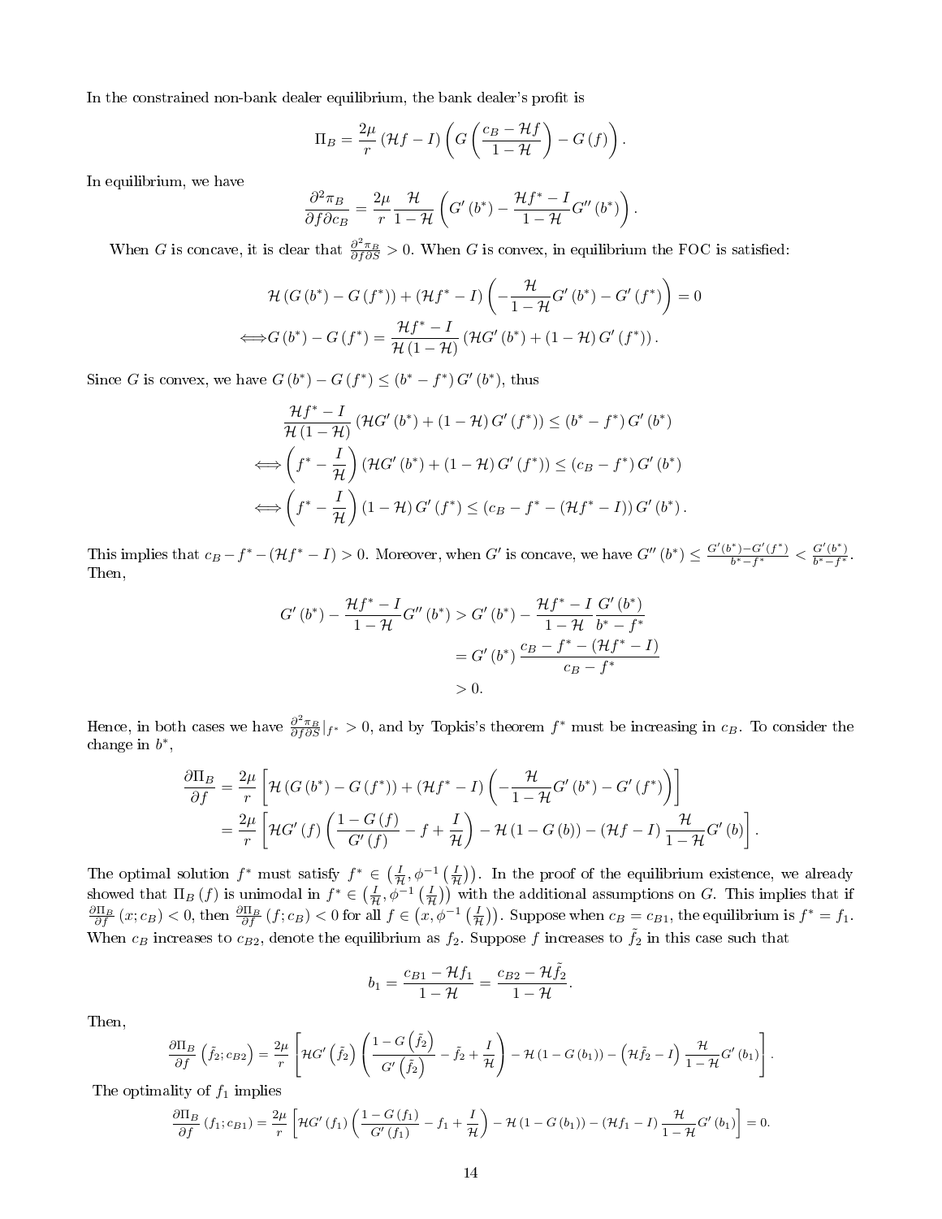In the constrained non-bank dealer equilibrium, the bank dealer's profit is

$$\Pi_B = \frac{2\mu}{r}\left(\mathcal{H}f - I\right)\left(G\left(\frac{c_B - \mathcal{H}f}{1-\mathcal{H}}\right) - G\left(f\right)\right).$$

In equilibrium, we have

$$\frac{\partial^2 \pi_B}{\partial f \partial c_B} = \frac{2\mu}{r}\frac{\mathcal{H}}{1-\mathcal{H}}\left(G'\left(b^*\right) - \frac{\mathcal{H}f^* - I}{1-\mathcal{H}}G''\left(b^*\right)\right).$$

When $G$ is concave, it is clear that $\frac{\partial^2 \pi_B}{\partial f \partial S} > 0$. When $G$ is convex, in equilibrium the FOC is satisfied:

$$\mathcal{H}\left(G\left(b^*\right) - G\left(f^*\right)\right) + \left(\mathcal{H}f^* - I\right)\left(-\frac{\mathcal{H}}{1-\mathcal{H}}G'\left(b^*\right) - G'\left(f^*\right)\right) = 0$$

$$\iff G\left(b^*\right) - G\left(f^*\right) = \frac{\mathcal{H}f^* - I}{\mathcal{H}\left(1-\mathcal{H}\right)}\left(\mathcal{H}G'\left(b^*\right) + \left(1-\mathcal{H}\right)G'\left(f^*\right)\right).$$

Since $G$ is convex, we have $G\left(b^*\right) - G\left(f^*\right) \leq \left(b^* - f^*\right)G'\left(b^*\right)$, thus

$$\frac{\mathcal{H}f^* - I}{\mathcal{H}\left(1-\mathcal{H}\right)}\left(\mathcal{H}G'\left(b^*\right) + \left(1-\mathcal{H}\right)G'\left(f^*\right)\right) \leq \left(b^* - f^*\right)G'\left(b^*\right)$$

$$\iff \left(f^* - \frac{I}{\mathcal{H}}\right)\left(\mathcal{H}G'\left(b^*\right) + \left(1-\mathcal{H}\right)G'\left(f^*\right)\right) \leq \left(c_B - f^*\right)G'\left(b^*\right)$$

$$\iff \left(f^* - \frac{I}{\mathcal{H}}\right)\left(1-\mathcal{H}\right)G'\left(f^*\right) \leq \left(c_B - f^* - \left(\mathcal{H}f^* - I\right)\right)G'\left(b^*\right).$$

This implies that $c_B - f^* - \left(\mathcal{H}f^* - I\right) > 0$. Moreover, when $G'$ is concave, we have $G''\left(b^*\right) \leq \frac{G'\left(b^*\right) - G'\left(f^*\right)}{b^* - f^*} < \frac{G'\left(b^*\right)}{b^* - f^*}$. Then,

$$\begin{aligned}
G'\left(b^*\right) - \frac{\mathcal{H}f^* - I}{1-\mathcal{H}}G''\left(b^*\right) &> G'\left(b^*\right) - \frac{\mathcal{H}f^* - I}{1-\mathcal{H}}\frac{G'\left(b^*\right)}{b^* - f^*} \\
&= G'\left(b^*\right)\frac{c_B - f^* - \left(\mathcal{H}f^* - I\right)}{c_B - f^*} \\
&> 0.
\end{aligned}$$

Hence, in both cases we have $\frac{\partial^2 \pi_B}{\partial f \partial S}|_{f^*} > 0$, and by Topkis's theorem $f^*$ must be increasing in $c_B$. To consider the change in $b^*$,

$$\begin{aligned}
\frac{\partial \Pi_B}{\partial f} &= \frac{2\mu}{r}\left[\mathcal{H}\left(G\left(b^*\right) - G\left(f^*\right)\right) + \left(\mathcal{H}f^* - I\right)\left(-\frac{\mathcal{H}}{1-\mathcal{H}}G'\left(b^*\right) - G'\left(f^*\right)\right)\right] \\
&= \frac{2\mu}{r}\left[\mathcal{H}G'\left(f\right)\left(\frac{1-G\left(f\right)}{G'\left(f\right)} - f + \frac{I}{\mathcal{H}}\right) - \mathcal{H}\left(1 - G\left(b\right)\right) - \left(\mathcal{H}f - I\right)\frac{\mathcal{H}}{1-\mathcal{H}}G'\left(b\right)\right].
\end{aligned}$$

The optimal solution $f^*$ must satisfy $f^* \in \left(\frac{I}{\mathcal{H}}, \phi^{-1}\left(\frac{I}{\mathcal{H}}\right)\right)$. In the proof of the equilibrium existence, we already showed that $\Pi_B\left(f\right)$ is unimodal in $f^* \in \left(\frac{I}{\mathcal{H}}, \phi^{-1}\left(\frac{I}{\mathcal{H}}\right)\right)$ with the additional assumptions on $G$. This implies that if $\frac{\partial \Pi_B}{\partial f}\left(x; c_B\right) < 0$, then $\frac{\partial \Pi_B}{\partial f}\left(f; c_B\right) < 0$ for all $f \in \left(x, \phi^{-1}\left(\frac{I}{\mathcal{H}}\right)\right)$. Suppose when $c_B = c_{B1}$, the equilibrium is $f^* = f_1$. When $c_B$ increases to $c_{B2}$, denote the equilibrium as $f_2$. Suppose $f$ increases to $\tilde{f}_2$ in this case such that

$$b_1 = \frac{c_{B1} - \mathcal{H}f_1}{1-\mathcal{H}} = \frac{c_{B2} - \mathcal{H}\tilde{f}_2}{1-\mathcal{H}}.$$

Then,

$$\frac{\partial \Pi_B}{\partial f}\left(\tilde{f}_2; c_{B2}\right) = \frac{2\mu}{r}\left[\mathcal{H}G'\left(\tilde{f}_2\right)\left(\frac{1-G\left(\tilde{f}_2\right)}{G'\left(\tilde{f}_2\right)} - \tilde{f}_2 + \frac{I}{\mathcal{H}}\right) - \mathcal{H}\left(1 - G\left(b_1\right)\right) - \left(\mathcal{H}\tilde{f}_2 - I\right)\frac{\mathcal{H}}{1-\mathcal{H}}G'\left(b_1\right)\right].$$

The optimality of $f_1$ implies

$$\frac{\partial \Pi_B}{\partial f}\left(f_1; c_{B1}\right) = \frac{2\mu}{r}\left[\mathcal{H}G'\left(f_1\right)\left(\frac{1-G\left(f_1\right)}{G'\left(f_1\right)} - f_1 + \frac{I}{\mathcal{H}}\right) - \mathcal{H}\left(1 - G\left(b_1\right)\right) - \left(\mathcal{H}f_1 - I\right)\frac{\mathcal{H}}{1-\mathcal{H}}G'\left(b_1\right)\right] = 0.$$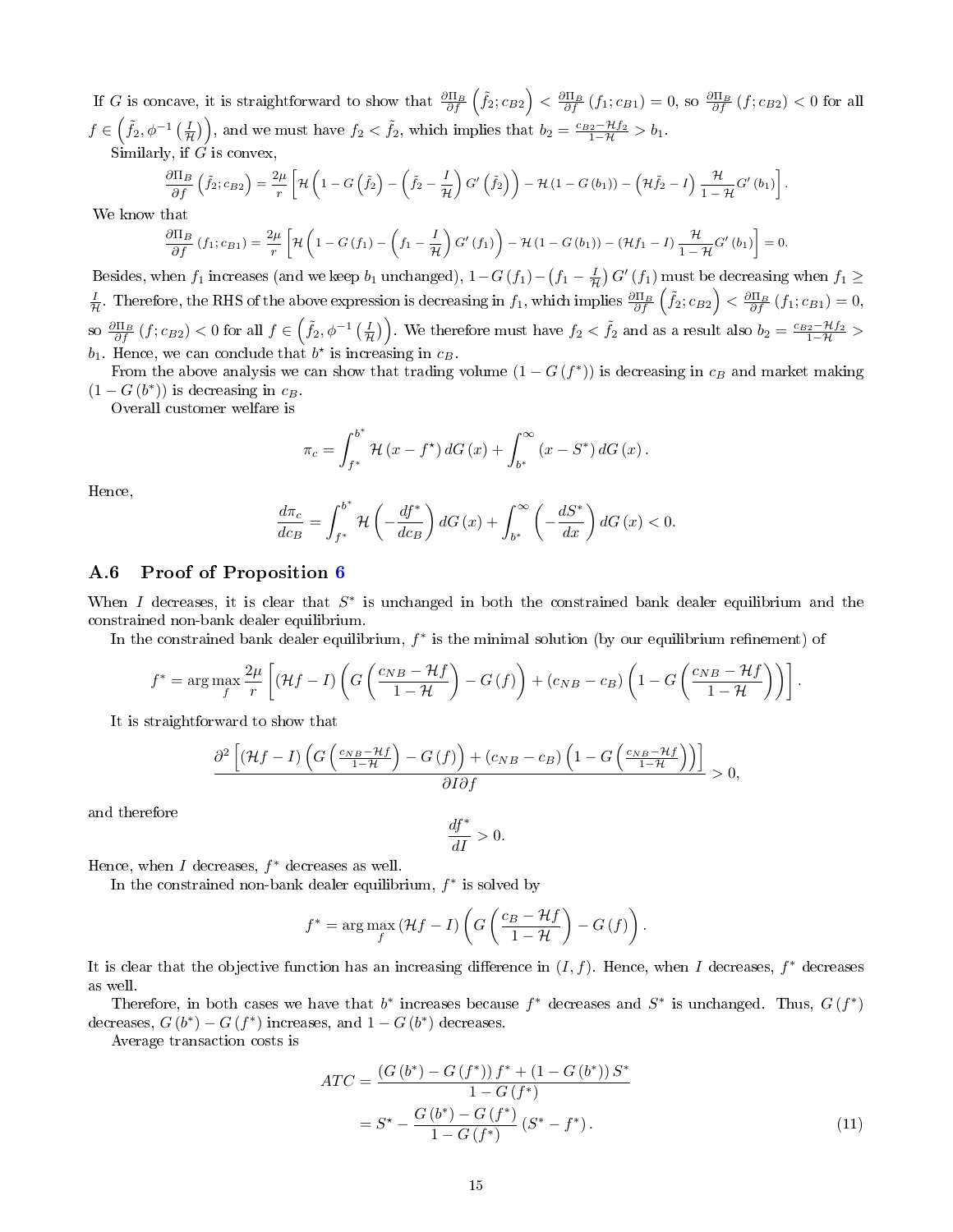If $G$ is concave, it is straightforward to show that $\frac{\partial \Pi_B}{\partial f}\left(\tilde{f}_2; c_{B2}\right) < \frac{\partial \Pi_B}{\partial f}\left(f_1; c_{B1}\right) = 0$, so $\frac{\partial \Pi_B}{\partial f}\left(f; c_{B2}\right) < 0$ for all $f \in \left(\tilde{f}_2, \phi^{-1}\left(\frac{I}{\mathcal{H}}\right)\right)$, and we must have $f_2 < \tilde{f}_2$, which implies that $b_2 = \frac{c_{B2} - \mathcal{H} f_2}{1-\mathcal{H}} > b_1$.

Similarly, if $G$ is convex,

$$\frac{\partial \Pi_B}{\partial f}\left(\tilde{f}_2; c_{B2}\right) = \frac{2\mu}{r}\left[\mathcal{H}\left(1 - G\left(\tilde{f}_2\right) - \left(\tilde{f}_2 - \frac{I}{\mathcal{H}}\right) G'\left(\tilde{f}_2\right)\right) - \mathcal{H}\left(1 - G\left(b_1\right)\right) - \left(\mathcal{H}\tilde{f}_2 - I\right)\frac{\mathcal{H}}{1-\mathcal{H}} G'\left(b_1\right)\right].$$

We know that

$$\frac{\partial \Pi_B}{\partial f}\left(f_1; c_{B1}\right) = \frac{2\mu}{r}\left[\mathcal{H}\left(1 - G\left(f_1\right) - \left(f_1 - \frac{I}{\mathcal{H}}\right) G'\left(f_1\right)\right) - \mathcal{H}\left(1 - G\left(b_1\right)\right) - \left(\mathcal{H} f_1 - I\right)\frac{\mathcal{H}}{1-\mathcal{H}} G'\left(b_1\right)\right] = 0.$$

Besides, when $f_1$ increases (and we keep $b_1$ unchanged), $1 - G\left(f_1\right) - \left(f_1 - \frac{I}{\mathcal{H}}\right) G'\left(f_1\right)$ must be decreasing when $f_1 \geq \frac{I}{\mathcal{H}}$. Therefore, the RHS of the above expression is decreasing in $f_1$, which implies $\frac{\partial \Pi_B}{\partial f}\left(\tilde{f}_2; c_{B2}\right) < \frac{\partial \Pi_B}{\partial f}\left(f_1; c_{B1}\right) = 0$, so $\frac{\partial \Pi_B}{\partial f}\left(f; c_{B2}\right) < 0$ for all $f \in \left(\tilde{f}_2, \phi^{-1}\left(\frac{I}{\mathcal{H}}\right)\right)$. We therefore must have $f_2 < \tilde{f}_2$ and as a result also $b_2 = \frac{c_{B2} - \mathcal{H} f_2}{1-\mathcal{H}} > b_1$. Hence, we can conclude that $b^\star$ is increasing in $c_B$.

From the above analysis we can show that trading volume $\left(1 - G\left(f^*\right)\right)$ is decreasing in $c_B$ and market making $\left(1 - G\left(b^*\right)\right)$ is decreasing in $c_B$.

Overall customer welfare is

$$\pi_c = \int_{f^*}^{b^*} \mathcal{H}\left(x - f^\star\right) dG\left(x\right) + \int_{b^*}^{\infty}\left(x - S^*\right) dG\left(x\right).$$

Hence,

$$\frac{d\pi_c}{dc_B} = \int_{f^*}^{b^*} \mathcal{H}\left(-\frac{df^*}{dc_B}\right) dG\left(x\right) + \int_{b^*}^{\infty}\left(-\frac{dS^*}{dx}\right) dG\left(x\right) < 0.$$

## A.6 Proof of Proposition 6

When $I$ decreases, it is clear that $S^*$ is unchanged in both the constrained bank dealer equilibrium and the constrained non-bank dealer equilibrium.

In the constrained bank dealer equilibrium, $f^*$ is the minimal solution (by our equilibrium refinement) of

$$f^* = \arg\max_f \frac{2\mu}{r}\left[\left(\mathcal{H} f - I\right)\left(G\left(\frac{c_{NB} - \mathcal{H} f}{1-\mathcal{H}}\right) - G\left(f\right)\right) + \left(c_{NB} - c_B\right)\left(1 - G\left(\frac{c_{NB} - \mathcal{H} f}{1-\mathcal{H}}\right)\right)\right].$$

It is straightforward to show that

$$\frac{\partial^2\left[\left(\mathcal{H} f - I\right)\left(G\left(\frac{c_{NB} - \mathcal{H} f}{1-\mathcal{H}}\right) - G\left(f\right)\right) + \left(c_{NB} - c_B\right)\left(1 - G\left(\frac{c_{NB} - \mathcal{H} f}{1-\mathcal{H}}\right)\right)\right]}{\partial I \partial f} > 0,$$

and therefore

$$\frac{df^*}{dI} > 0.$$

Hence, when $I$ decreases, $f^*$ decreases as well.

In the constrained non-bank dealer equilibrium, $f^*$ is solved by

$$f^* = \arg\max_f \left(\mathcal{H} f - I\right)\left(G\left(\frac{c_B - \mathcal{H} f}{1-\mathcal{H}}\right) - G\left(f\right)\right).$$

It is clear that the objective function has an increasing difference in $(I, f)$. Hence, when $I$ decreases, $f^*$ decreases as well.

Therefore, in both cases we have that $b^*$ increases because $f^*$ decreases and $S^*$ is unchanged. Thus, $G\left(f^*\right)$ decreases, $G\left(b^*\right) - G\left(f^*\right)$ increases, and $1 - G\left(b^*\right)$ decreases.

Average transaction costs is

$$\begin{aligned} ATC &= \frac{\left(G\left(b^*\right) - G\left(f^*\right)\right) f^* + \left(1 - G\left(b^*\right)\right) S^*}{1 - G\left(f^*\right)} \\ &= S^\star - \frac{G\left(b^*\right) - G\left(f^*\right)}{1 - G\left(f^*\right)}\left(S^* - f^*\right). \end{aligned} \tag{11}$$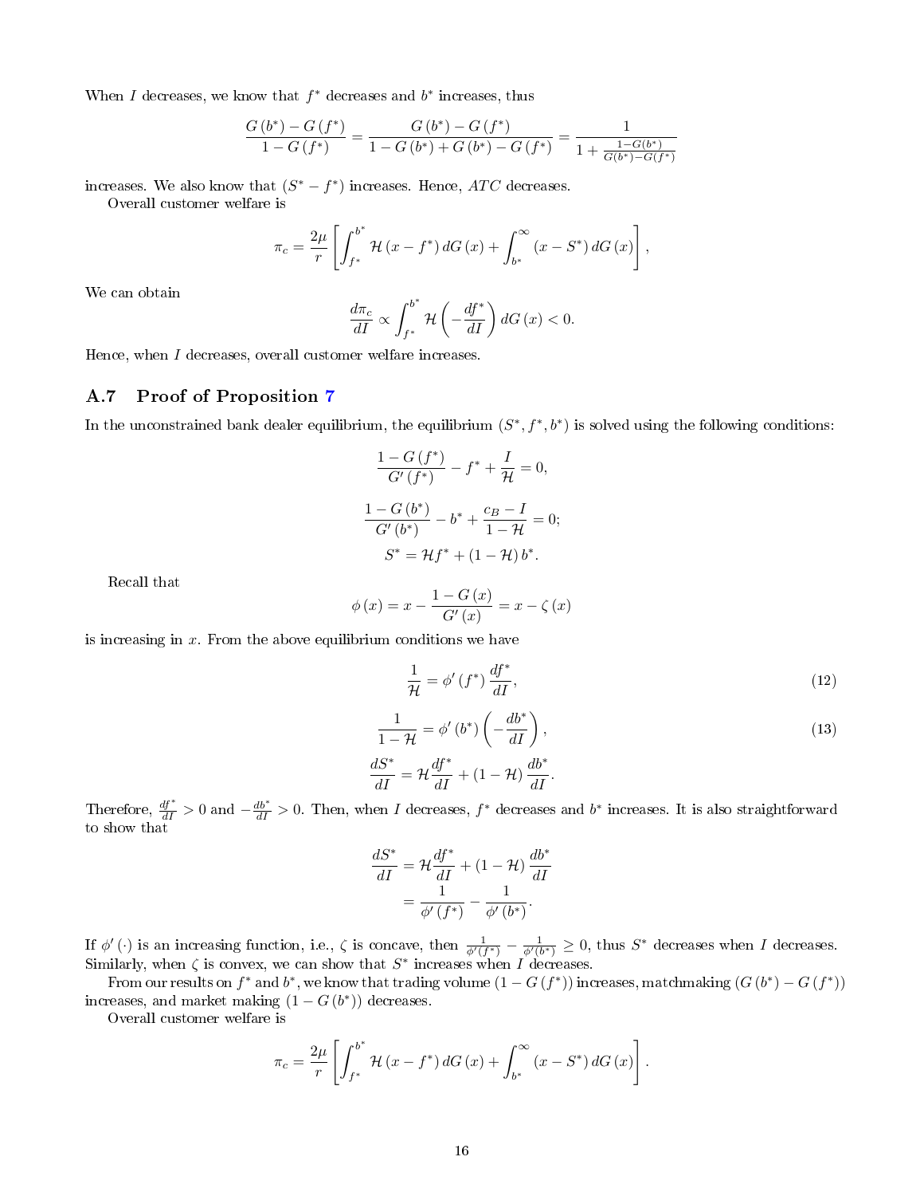When $I$ decreases, we know that $f^*$ decreases and $b^*$ increases, thus

$$\frac{G(b^*) - G(f^*)}{1 - G(f^*)} = \frac{G(b^*) - G(f^*)}{1 - G(b^*) + G(b^*) - G(f^*)} = \frac{1}{1 + \frac{1 - G(b^*)}{G(b^*) - G(f^*)}}$$

increases. We also know that $(S^* - f^*)$ increases. Hence, $ATC$ decreases.

Overall customer welfare is

$$\pi_c = \frac{2\mu}{r} \left[ \int_{f^*}^{b^*} \mathcal{H}(x - f^*)\, dG(x) + \int_{b^*}^{\infty} (x - S^*)\, dG(x) \right],$$

We can obtain

$$\frac{d\pi_c}{dI} \propto \int_{f^*}^{b^*} \mathcal{H}\left(-\frac{df^*}{dI}\right) dG(x) < 0.$$

Hence, when $I$ decreases, overall customer welfare increases.

## A.7 Proof of Proposition 7

In the unconstrained bank dealer equilibrium, the equilibrium $(S^*, f^*, b^*)$ is solved using the following conditions:

$$\frac{1 - G(f^*)}{G'(f^*)} - f^* + \frac{I}{\mathcal{H}} = 0,$$

$$\frac{1 - G(b^*)}{G'(b^*)} - b^* + \frac{c_B - I}{1 - \mathcal{H}} = 0;$$

$$S^* = \mathcal{H} f^* + (1 - \mathcal{H})\, b^*.$$

Recall that

$$\phi(x) = x - \frac{1 - G(x)}{G'(x)} = x - \zeta(x)$$

is increasing in $x$. From the above equilibrium conditions we have

$$\frac{1}{\mathcal{H}} = \phi'(f^*) \frac{df^*}{dI}, \tag{12}$$

$$\frac{1}{1 - \mathcal{H}} = \phi'(b^*) \left(-\frac{db^*}{dI}\right), \tag{13}$$

$$\frac{dS^*}{dI} = \mathcal{H} \frac{df^*}{dI} + (1 - \mathcal{H}) \frac{db^*}{dI}.$$

Therefore, $\frac{df^*}{dI} > 0$ and $-\frac{db^*}{dI} > 0$. Then, when $I$ decreases, $f^*$ decreases and $b^*$ increases. It is also straightforward to show that

$$\begin{aligned}\frac{dS^*}{dI} &= \mathcal{H} \frac{df^*}{dI} + (1 - \mathcal{H}) \frac{db^*}{dI} \\ &= \frac{1}{\phi'(f^*)} - \frac{1}{\phi'(b^*)}.\end{aligned}$$

If $\phi'(\cdot)$ is an increasing function, i.e., $\zeta$ is concave, then $\frac{1}{\phi'(f^*)} - \frac{1}{\phi'(b^*)} \geq 0$, thus $S^*$ decreases when $I$ decreases. Similarly, when $\zeta$ is convex, we can show that $S^*$ increases when $I$ decreases.

From our results on $f^*$ and $b^*$, we know that trading volume $(1 - G(f^*))$ increases, matchmaking $(G(b^*) - G(f^*))$ increases, and market making $(1 - G(b^*))$ decreases.

Overall customer welfare is

$$\pi_c = \frac{2\mu}{r} \left[ \int_{f^*}^{b^*} \mathcal{H}(x - f^*)\, dG(x) + \int_{b^*}^{\infty} (x - S^*)\, dG(x) \right].$$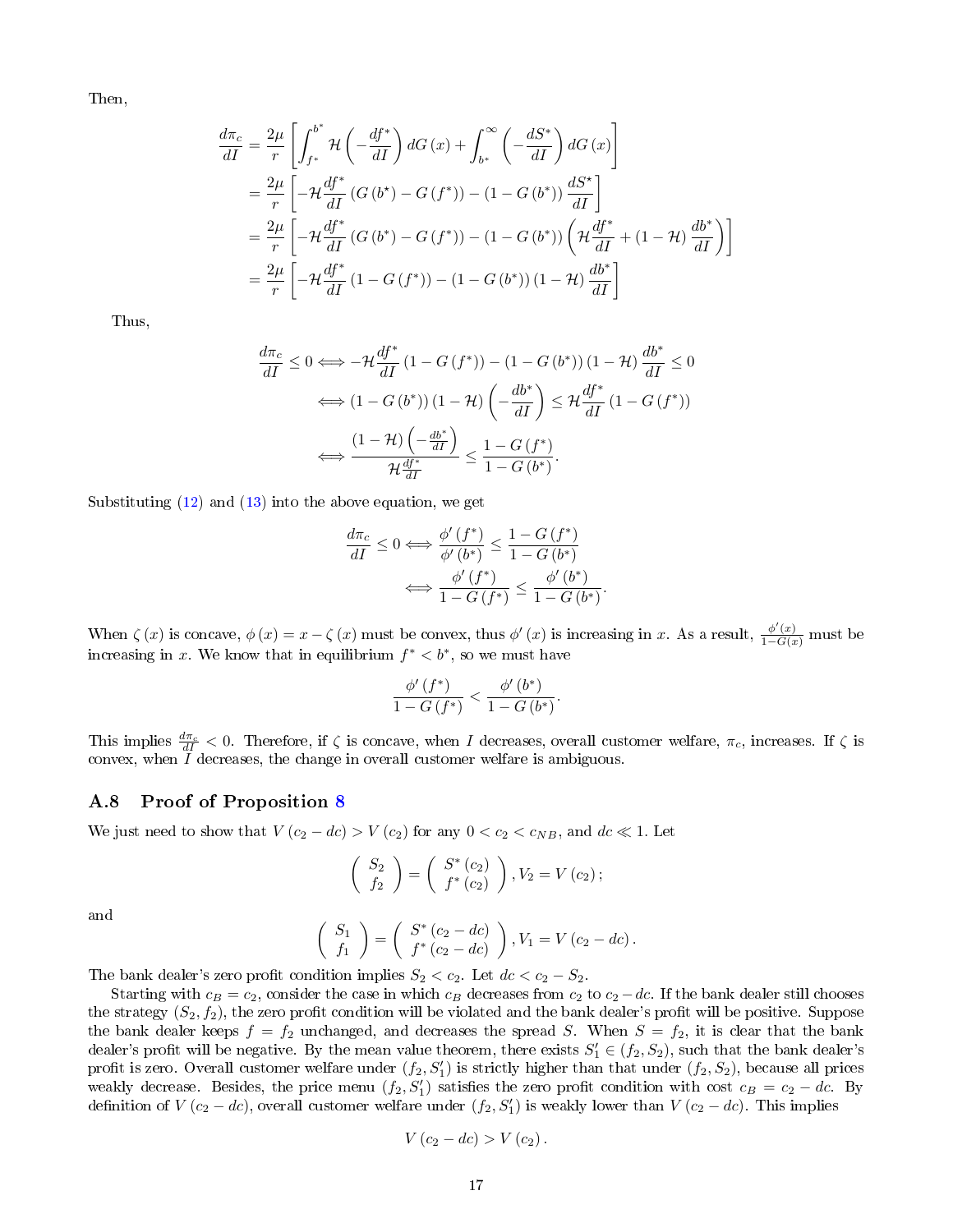Then,

$$
\begin{aligned}
\frac{d\pi_c}{dI} &= \frac{2\mu}{r}\left[\int_{f^*}^{b^*} \mathcal{H}\left(-\frac{df^*}{dI}\right) dG(x) + \int_{b^*}^{\infty}\left(-\frac{dS^*}{dI}\right) dG(x)\right] \\
&= \frac{2\mu}{r}\left[-\mathcal{H}\frac{df^*}{dI}\left(G(b^\star) - G(f^*)\right) - \left(1 - G(b^*)\right)\frac{dS^\star}{dI}\right] \\
&= \frac{2\mu}{r}\left[-\mathcal{H}\frac{df^*}{dI}\left(G(b^*) - G(f^*)\right) - \left(1 - G(b^*)\right)\left(\mathcal{H}\frac{df^*}{dI} + (1-\mathcal{H})\frac{db^*}{dI}\right)\right] \\
&= \frac{2\mu}{r}\left[-\mathcal{H}\frac{df^*}{dI}\left(1 - G(f^*)\right) - \left(1 - G(b^*)\right)(1-\mathcal{H})\frac{db^*}{dI}\right]
\end{aligned}
$$

Thus,

$$
\begin{aligned}
\frac{d\pi_c}{dI} \le 0 &\Longleftrightarrow -\mathcal{H}\frac{df^*}{dI}\left(1 - G(f^*)\right) - \left(1 - G(b^*)\right)(1-\mathcal{H})\frac{db^*}{dI} \le 0 \\
&\Longleftrightarrow \left(1 - G(b^*)\right)(1-\mathcal{H})\left(-\frac{db^*}{dI}\right) \le \mathcal{H}\frac{df^*}{dI}\left(1 - G(f^*)\right) \\
&\Longleftrightarrow \frac{(1-\mathcal{H})\left(-\frac{db^*}{dI}\right)}{\mathcal{H}\frac{df^*}{dI}} \le \frac{1 - G(f^*)}{1 - G(b^*)}.
\end{aligned}
$$

Substituting (12) and (13) into the above equation, we get

$$
\begin{aligned}
\frac{d\pi_c}{dI} \le 0 \Longleftrightarrow \frac{\phi'(f^*)}{\phi'(b^*)} &\le \frac{1 - G(f^*)}{1 - G(b^*)} \\
\Longleftrightarrow \frac{\phi'(f^*)}{1 - G(f^*)} &\le \frac{\phi'(b^*)}{1 - G(b^*)}.
\end{aligned}
$$

When $\zeta(x)$ is concave, $\phi(x) = x - \zeta(x)$ must be convex, thus $\phi'(x)$ is increasing in $x$. As a result, $\frac{\phi'(x)}{1-G(x)}$ must be increasing in $x$. We know that in equilibrium $f^* < b^*$, so we must have

$$
\frac{\phi'(f^*)}{1 - G(f^*)} < \frac{\phi'(b^*)}{1 - G(b^*)}.
$$

This implies $\frac{d\pi_c}{dI} < 0$. Therefore, if $\zeta$ is concave, when $I$ decreases, overall customer welfare, $\pi_c$, increases. If $\zeta$ is convex, when $I$ decreases, the change in overall customer welfare is ambiguous.

## A.8 Proof of Proposition 8

We just need to show that $V(c_2 - dc) > V(c_2)$ for any $0 < c_2 < c_{NB}$, and $dc \ll 1$. Let

$$
\begin{pmatrix} S_2 \\ f_2 \end{pmatrix} = \begin{pmatrix} S^*(c_2) \\ f^*(c_2) \end{pmatrix}, V_2 = V(c_2);
$$

and

$$
\begin{pmatrix} S_1 \\ f_1 \end{pmatrix} = \begin{pmatrix} S^*(c_2 - dc) \\ f^*(c_2 - dc) \end{pmatrix}, V_1 = V(c_2 - dc).
$$

The bank dealer's zero profit condition implies $S_2 < c_2$. Let $dc < c_2 - S_2$.

Starting with $c_B = c_2$, consider the case in which $c_B$ decreases from $c_2$ to $c_2 - dc$. If the bank dealer still chooses the strategy $(S_2, f_2)$, the zero profit condition will be violated and the bank dealer's profit will be positive. Suppose the bank dealer keeps $f = f_2$ unchanged, and decreases the spread $S$. When $S = f_2$, it is clear that the bank dealer's profit will be negative. By the mean value theorem, there exists $S_1' \in (f_2, S_2)$, such that the bank dealer's profit is zero. Overall customer welfare under $(f_2, S_1')$ is strictly higher than that under $(f_2, S_2)$, because all prices weakly decrease. Besides, the price menu $(f_2, S_1')$ satisfies the zero profit condition with cost $c_B = c_2 - dc$. By definition of $V(c_2 - dc)$, overall customer welfare under $(f_2, S_1')$ is weakly lower than $V(c_2 - dc)$. This implies

$$
V(c_2 - dc) > V(c_2).
$$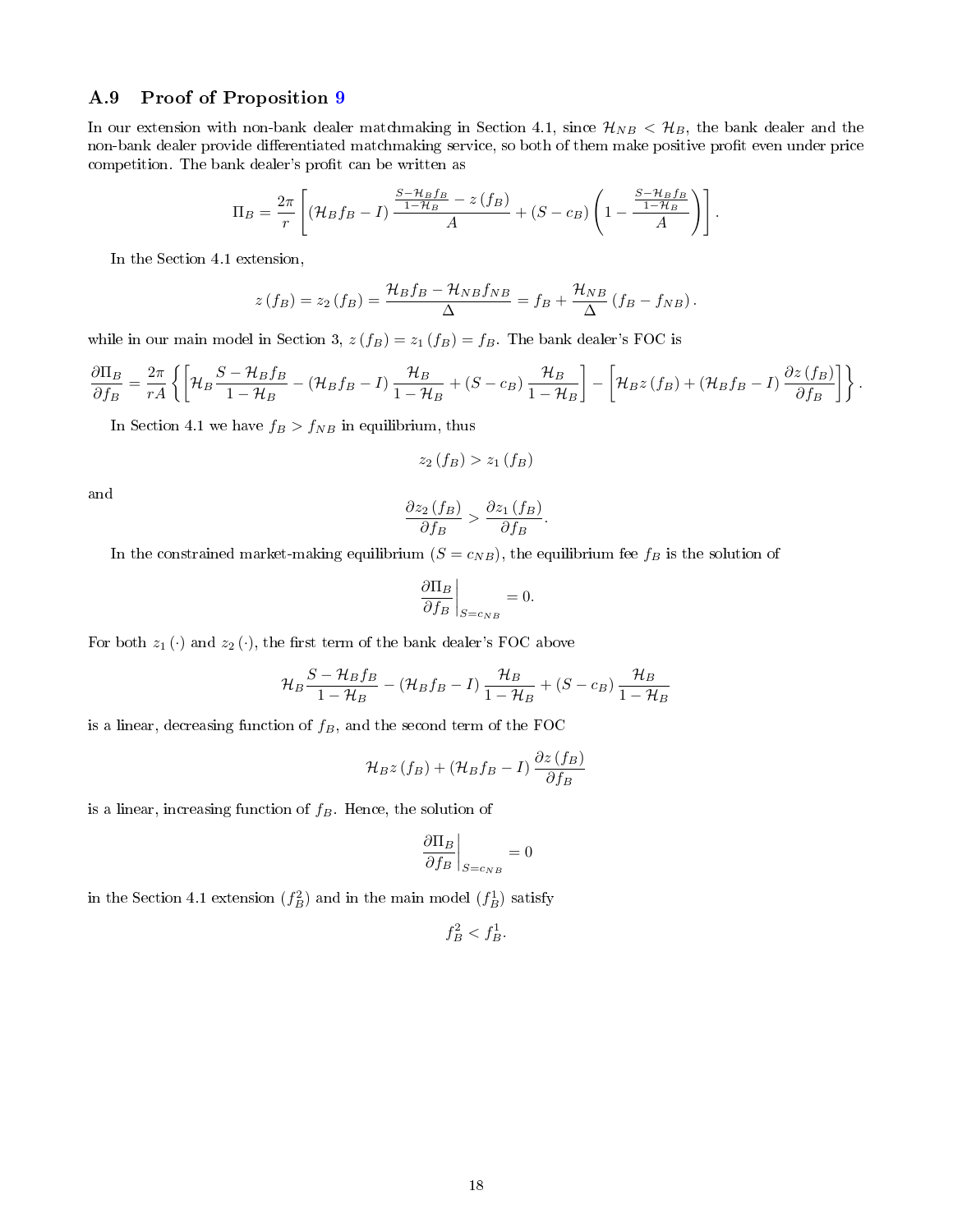### A.9 Proof of Proposition 9

In our extension with non-bank dealer matchmaking in Section 4.1, since $\mathcal{H}_{NB} < \mathcal{H}_B$, the bank dealer and the non-bank dealer provide differentiated matchmaking service, so both of them make positive profit even under price competition. The bank dealer's profit can be written as

$$\Pi_B = \frac{2\pi}{r}\left[\left(\mathcal{H}_B f_B - I\right)\frac{\frac{S-\mathcal{H}_B f_B}{1-\mathcal{H}_B} - z\left(f_B\right)}{A} + \left(S - c_B\right)\left(1 - \frac{\frac{S-\mathcal{H}_B f_B}{1-\mathcal{H}_B}}{A}\right)\right].$$

In the Section 4.1 extension,

$$z\left(f_B\right) = z_2\left(f_B\right) = \frac{\mathcal{H}_B f_B - \mathcal{H}_{NB} f_{NB}}{\Delta} = f_B + \frac{\mathcal{H}_{NB}}{\Delta}\left(f_B - f_{NB}\right).$$

while in our main model in Section 3, $z\left(f_B\right) = z_1\left(f_B\right) = f_B$. The bank dealer's FOC is

$$\frac{\partial \Pi_B}{\partial f_B} = \frac{2\pi}{rA}\left\{\left[\mathcal{H}_B\frac{S-\mathcal{H}_B f_B}{1-\mathcal{H}_B} - \left(\mathcal{H}_B f_B - I\right)\frac{\mathcal{H}_B}{1-\mathcal{H}_B} + \left(S - c_B\right)\frac{\mathcal{H}_B}{1-\mathcal{H}_B}\right] - \left[\mathcal{H}_B z\left(f_B\right) + \left(\mathcal{H}_B f_B - I\right)\frac{\partial z\left(f_B\right)}{\partial f_B}\right]\right\}.$$

In Section 4.1 we have $f_B > f_{NB}$ in equilibrium, thus

$$z_2\left(f_B\right) > z_1\left(f_B\right)$$

and

$$\frac{\partial z_2\left(f_B\right)}{\partial f_B} > \frac{\partial z_1\left(f_B\right)}{\partial f_B}.$$

In the constrained market-making equilibrium ($S = c_{NB}$), the equilibrium fee $f_B$ is the solution of

$$\left.\frac{\partial \Pi_B}{\partial f_B}\right|_{S=c_{NB}} = 0.$$

For both $z_1\left(\cdot\right)$ and $z_2\left(\cdot\right)$, the first term of the bank dealer's FOC above

$$\mathcal{H}_B\frac{S-\mathcal{H}_B f_B}{1-\mathcal{H}_B} - \left(\mathcal{H}_B f_B - I\right)\frac{\mathcal{H}_B}{1-\mathcal{H}_B} + \left(S - c_B\right)\frac{\mathcal{H}_B}{1-\mathcal{H}_B}$$

is a linear, decreasing function of $f_B$, and the second term of the FOC

$$\mathcal{H}_B z\left(f_B\right) + \left(\mathcal{H}_B f_B - I\right)\frac{\partial z\left(f_B\right)}{\partial f_B}$$

is a linear, increasing function of $f_B$. Hence, the solution of

$$\left.\frac{\partial \Pi_B}{\partial f_B}\right|_{S=c_{NB}} = 0$$

in the Section 4.1 extension ($f_B^2$) and in the main model ($f_B^1$) satisfy

$$f_B^2 < f_B^1.$$